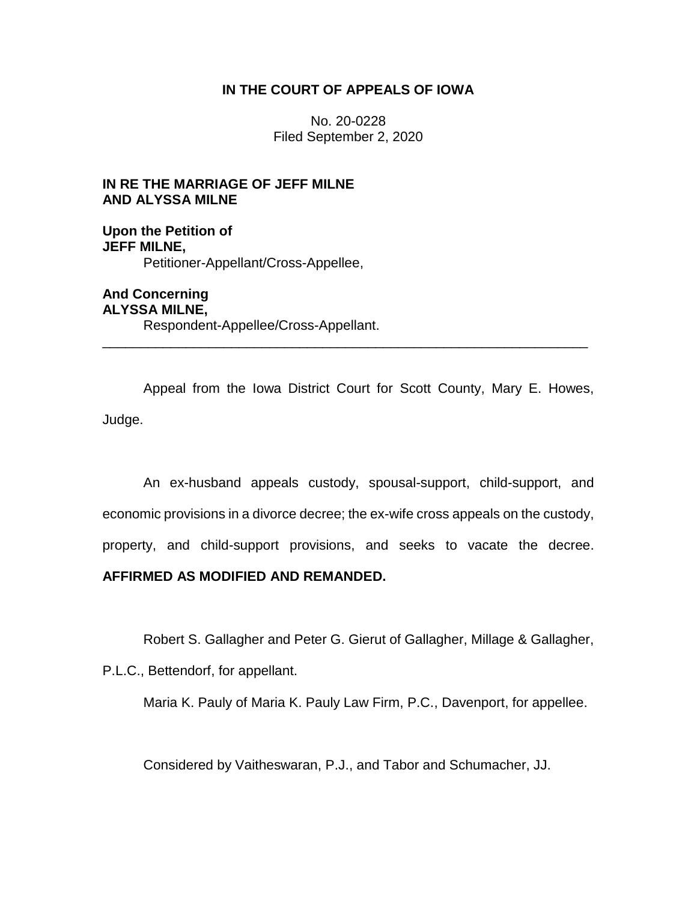**IN THE COURT OF APPEALS OF IOWA**

No. 20-0228
Filed September 2, 2020

**IN RE THE MARRIAGE OF JEFF MILNE AND ALYSSA MILNE**

**Upon the Petition of**
**JEFF MILNE,**
Petitioner-Appellant/Cross-Appellee,

**And Concerning**
**ALYSSA MILNE,**
Respondent-Appellee/Cross-Appellant.

---

Appeal from the Iowa District Court for Scott County, Mary E. Howes, Judge.

An ex-husband appeals custody, spousal-support, child-support, and economic provisions in a divorce decree; the ex-wife cross appeals on the custody, property, and child-support provisions, and seeks to vacate the decree. **AFFIRMED AS MODIFIED AND REMANDED.**

Robert S. Gallagher and Peter G. Gierut of Gallagher, Millage & Gallagher, P.L.C., Bettendorf, for appellant.

Maria K. Pauly of Maria K. Pauly Law Firm, P.C., Davenport, for appellee.

Considered by Vaitheswaran, P.J., and Tabor and Schumacher, JJ.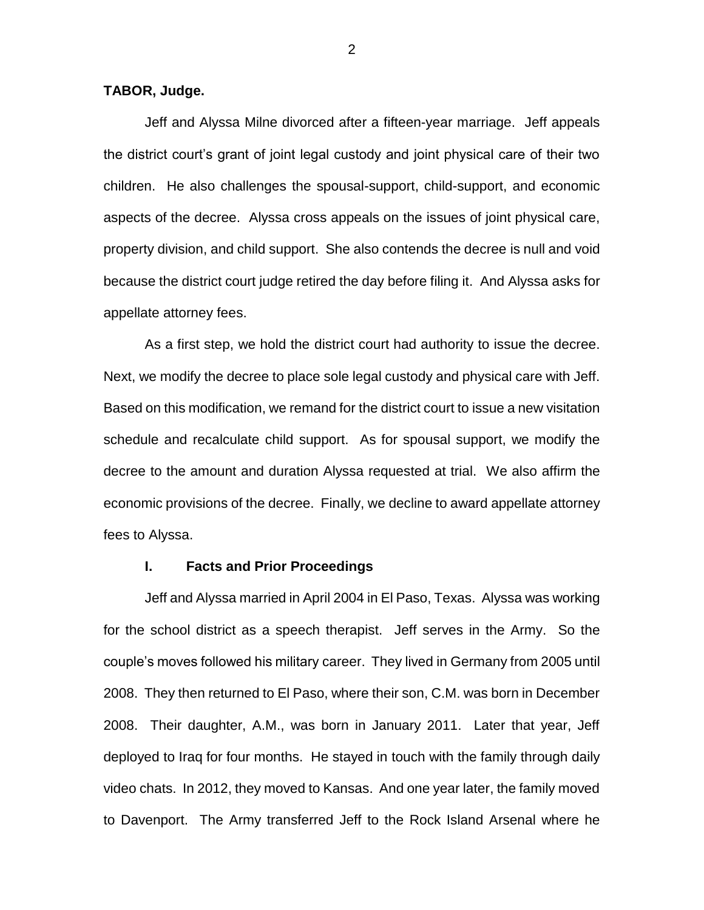**TABOR, Judge.**

Jeff and Alyssa Milne divorced after a fifteen-year marriage. Jeff appeals the district court's grant of joint legal custody and joint physical care of their two children. He also challenges the spousal-support, child-support, and economic aspects of the decree. Alyssa cross appeals on the issues of joint physical care, property division, and child support. She also contends the decree is null and void because the district court judge retired the day before filing it. And Alyssa asks for appellate attorney fees.

As a first step, we hold the district court had authority to issue the decree. Next, we modify the decree to place sole legal custody and physical care with Jeff. Based on this modification, we remand for the district court to issue a new visitation schedule and recalculate child support. As for spousal support, we modify the decree to the amount and duration Alyssa requested at trial. We also affirm the economic provisions of the decree. Finally, we decline to award appellate attorney fees to Alyssa.

## I. Facts and Prior Proceedings

Jeff and Alyssa married in April 2004 in El Paso, Texas. Alyssa was working for the school district as a speech therapist. Jeff serves in the Army. So the couple's moves followed his military career. They lived in Germany from 2005 until 2008. They then returned to El Paso, where their son, C.M. was born in December 2008. Their daughter, A.M., was born in January 2011. Later that year, Jeff deployed to Iraq for four months. He stayed in touch with the family through daily video chats. In 2012, they moved to Kansas. And one year later, the family moved to Davenport. The Army transferred Jeff to the Rock Island Arsenal where he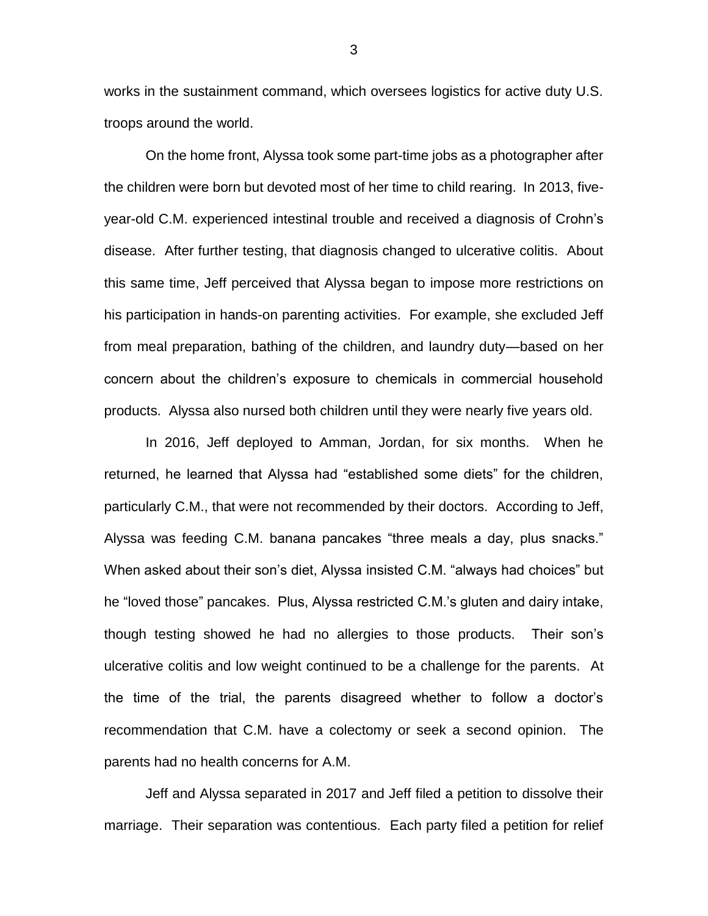works in the sustainment command, which oversees logistics for active duty U.S. troops around the world.

On the home front, Alyssa took some part-time jobs as a photographer after the children were born but devoted most of her time to child rearing. In 2013, five-year-old C.M. experienced intestinal trouble and received a diagnosis of Crohn's disease. After further testing, that diagnosis changed to ulcerative colitis. About this same time, Jeff perceived that Alyssa began to impose more restrictions on his participation in hands-on parenting activities. For example, she excluded Jeff from meal preparation, bathing of the children, and laundry duty—based on her concern about the children's exposure to chemicals in commercial household products. Alyssa also nursed both children until they were nearly five years old.

In 2016, Jeff deployed to Amman, Jordan, for six months. When he returned, he learned that Alyssa had "established some diets" for the children, particularly C.M., that were not recommended by their doctors. According to Jeff, Alyssa was feeding C.M. banana pancakes "three meals a day, plus snacks." When asked about their son's diet, Alyssa insisted C.M. "always had choices" but he "loved those" pancakes. Plus, Alyssa restricted C.M.'s gluten and dairy intake, though testing showed he had no allergies to those products. Their son's ulcerative colitis and low weight continued to be a challenge for the parents. At the time of the trial, the parents disagreed whether to follow a doctor's recommendation that C.M. have a colectomy or seek a second opinion. The parents had no health concerns for A.M.

Jeff and Alyssa separated in 2017 and Jeff filed a petition to dissolve their marriage. Their separation was contentious. Each party filed a petition for relief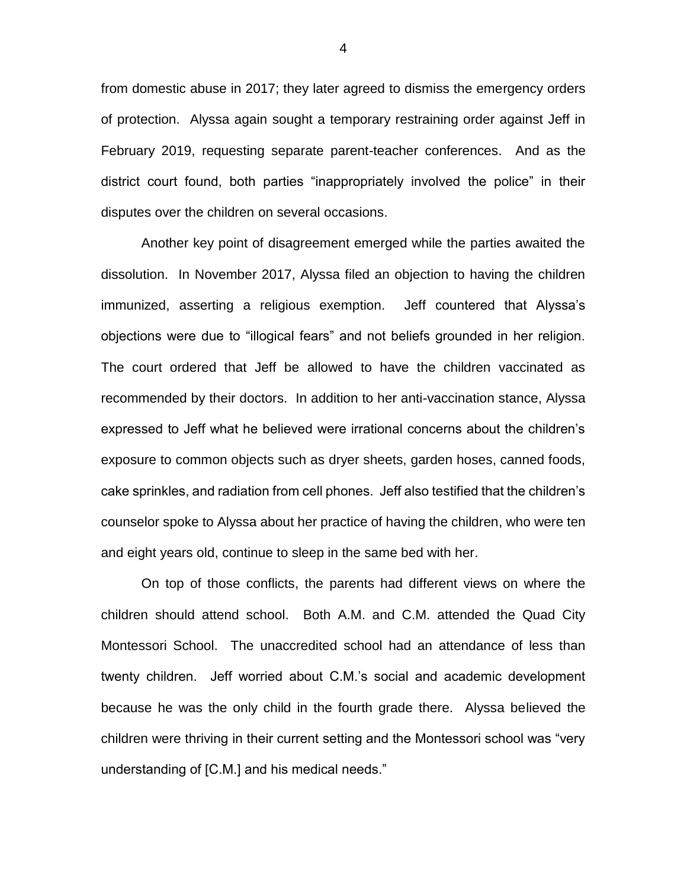from domestic abuse in 2017; they later agreed to dismiss the emergency orders of protection. Alyssa again sought a temporary restraining order against Jeff in February 2019, requesting separate parent-teacher conferences. And as the district court found, both parties "inappropriately involved the police" in their disputes over the children on several occasions.

Another key point of disagreement emerged while the parties awaited the dissolution. In November 2017, Alyssa filed an objection to having the children immunized, asserting a religious exemption. Jeff countered that Alyssa's objections were due to "illogical fears" and not beliefs grounded in her religion. The court ordered that Jeff be allowed to have the children vaccinated as recommended by their doctors. In addition to her anti-vaccination stance, Alyssa expressed to Jeff what he believed were irrational concerns about the children's exposure to common objects such as dryer sheets, garden hoses, canned foods, cake sprinkles, and radiation from cell phones. Jeff also testified that the children's counselor spoke to Alyssa about her practice of having the children, who were ten and eight years old, continue to sleep in the same bed with her.

On top of those conflicts, the parents had different views on where the children should attend school. Both A.M. and C.M. attended the Quad City Montessori School. The unaccredited school had an attendance of less than twenty children. Jeff worried about C.M.'s social and academic development because he was the only child in the fourth grade there. Alyssa believed the children were thriving in their current setting and the Montessori school was "very understanding of [C.M.] and his medical needs."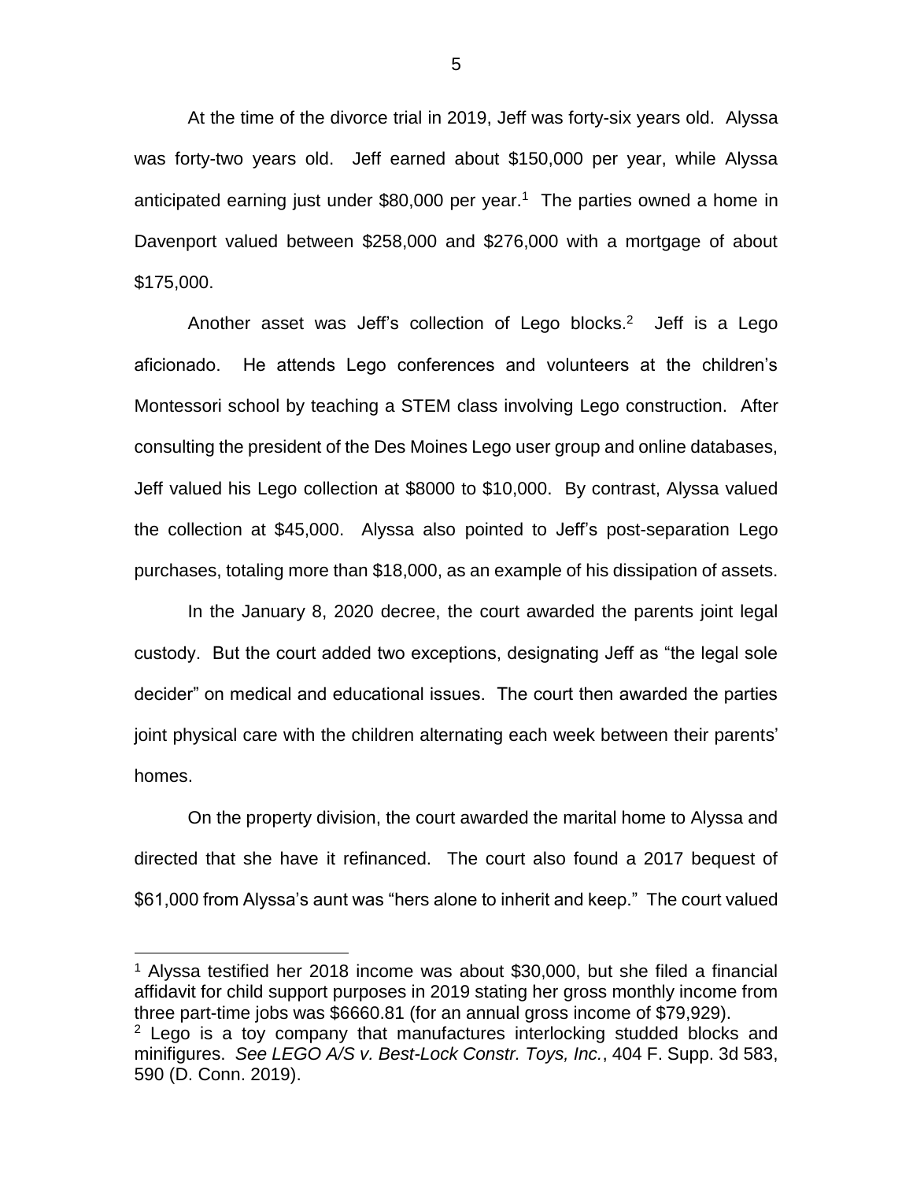At the time of the divorce trial in 2019, Jeff was forty-six years old. Alyssa was forty-two years old. Jeff earned about $150,000 per year, while Alyssa anticipated earning just under $80,000 per year.[1] The parties owned a home in Davenport valued between $258,000 and $276,000 with a mortgage of about $175,000.

Another asset was Jeff's collection of Lego blocks.[2] Jeff is a Lego aficionado. He attends Lego conferences and volunteers at the children's Montessori school by teaching a STEM class involving Lego construction. After consulting the president of the Des Moines Lego user group and online databases, Jeff valued his Lego collection at $8000 to $10,000. By contrast, Alyssa valued the collection at $45,000. Alyssa also pointed to Jeff's post-separation Lego purchases, totaling more than $18,000, as an example of his dissipation of assets.

In the January 8, 2020 decree, the court awarded the parents joint legal custody. But the court added two exceptions, designating Jeff as "the legal sole decider" on medical and educational issues. The court then awarded the parties joint physical care with the children alternating each week between their parents' homes.

On the property division, the court awarded the marital home to Alyssa and directed that she have it refinanced. The court also found a 2017 bequest of $61,000 from Alyssa's aunt was "hers alone to inherit and keep." The court valued

---

[1] Alyssa testified her 2018 income was about $30,000, but she filed a financial affidavit for child support purposes in 2019 stating her gross monthly income from three part-time jobs was $6660.81 (for an annual gross income of $79,929).

[2] Lego is a toy company that manufactures interlocking studded blocks and minifigures. *See LEGO A/S v. Best-Lock Constr. Toys, Inc.*, 404 F. Supp. 3d 583, 590 (D. Conn. 2019).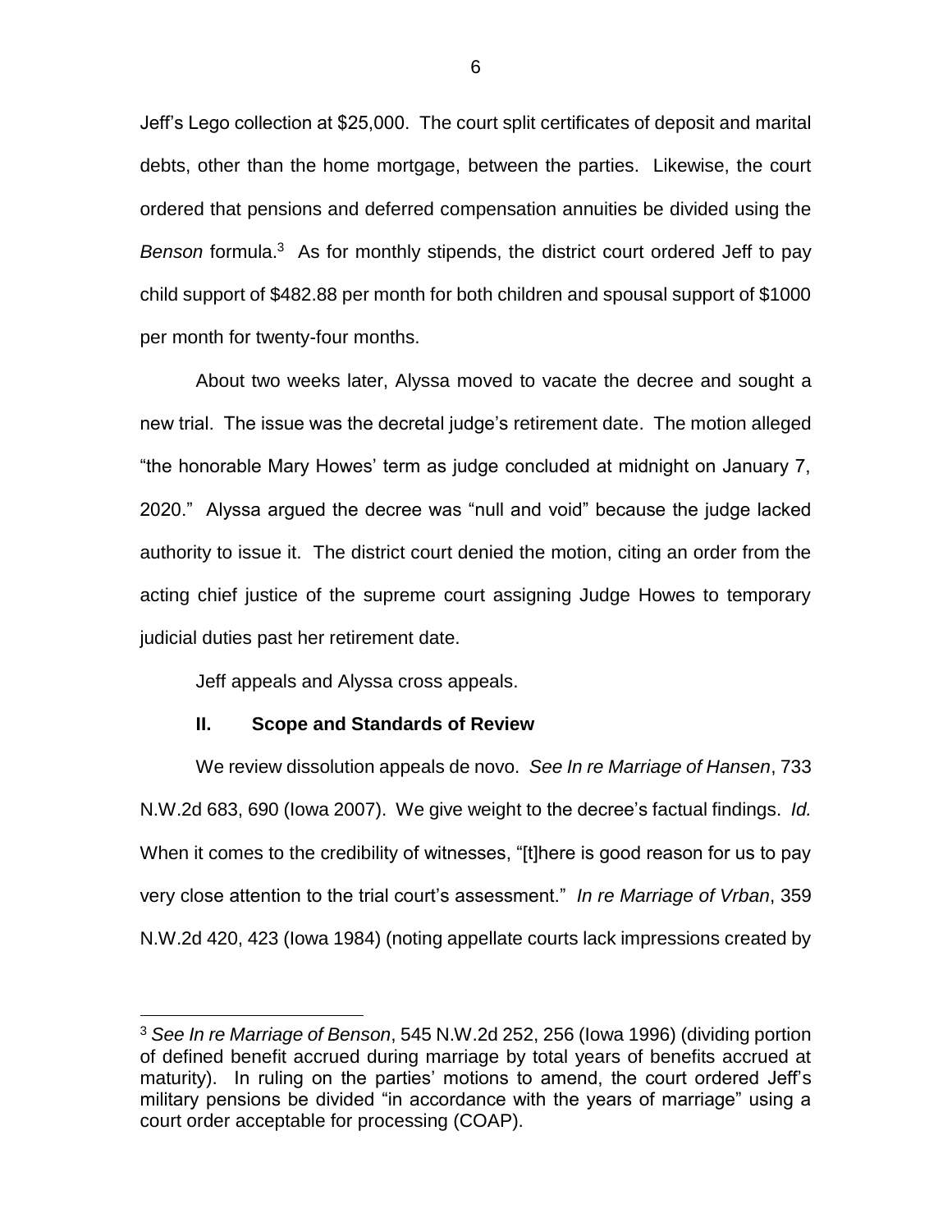Jeff's Lego collection at $25,000. The court split certificates of deposit and marital debts, other than the home mortgage, between the parties. Likewise, the court ordered that pensions and deferred compensation annuities be divided using the *Benson* formula.[3] As for monthly stipends, the district court ordered Jeff to pay child support of $482.88 per month for both children and spousal support of $1000 per month for twenty-four months.

About two weeks later, Alyssa moved to vacate the decree and sought a new trial. The issue was the decretal judge's retirement date. The motion alleged "the honorable Mary Howes' term as judge concluded at midnight on January 7, 2020." Alyssa argued the decree was "null and void" because the judge lacked authority to issue it. The district court denied the motion, citing an order from the acting chief justice of the supreme court assigning Judge Howes to temporary judicial duties past her retirement date.

Jeff appeals and Alyssa cross appeals.

## II. Scope and Standards of Review

We review dissolution appeals de novo. *See In re Marriage of Hansen*, 733 N.W.2d 683, 690 (Iowa 2007). We give weight to the decree's factual findings. *Id.* When it comes to the credibility of witnesses, "[t]here is good reason for us to pay very close attention to the trial court's assessment." *In re Marriage of Vrban*, 359 N.W.2d 420, 423 (Iowa 1984) (noting appellate courts lack impressions created by

---

[3] *See In re Marriage of Benson*, 545 N.W.2d 252, 256 (Iowa 1996) (dividing portion of defined benefit accrued during marriage by total years of benefits accrued at maturity). In ruling on the parties' motions to amend, the court ordered Jeff's military pensions be divided "in accordance with the years of marriage" using a court order acceptable for processing (COAP).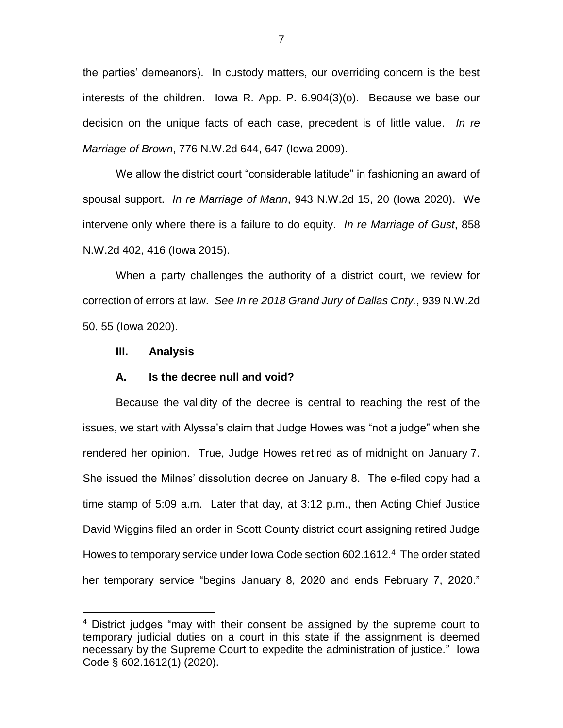the parties' demeanors). In custody matters, our overriding concern is the best interests of the children. Iowa R. App. P. 6.904(3)(o). Because we base our decision on the unique facts of each case, precedent is of little value. *In re Marriage of Brown*, 776 N.W.2d 644, 647 (Iowa 2009).

We allow the district court "considerable latitude" in fashioning an award of spousal support. *In re Marriage of Mann*, 943 N.W.2d 15, 20 (Iowa 2020). We intervene only where there is a failure to do equity. *In re Marriage of Gust*, 858 N.W.2d 402, 416 (Iowa 2015).

When a party challenges the authority of a district court, we review for correction of errors at law. *See In re 2018 Grand Jury of Dallas Cnty.*, 939 N.W.2d 50, 55 (Iowa 2020).

### III. Analysis

#### A. Is the decree null and void?

Because the validity of the decree is central to reaching the rest of the issues, we start with Alyssa's claim that Judge Howes was "not a judge" when she rendered her opinion. True, Judge Howes retired as of midnight on January 7. She issued the Milnes' dissolution decree on January 8. The e-filed copy had a time stamp of 5:09 a.m. Later that day, at 3:12 p.m., then Acting Chief Justice David Wiggins filed an order in Scott County district court assigning retired Judge Howes to temporary service under Iowa Code section 602.1612.[4] The order stated her temporary service "begins January 8, 2020 and ends February 7, 2020."

[4] District judges "may with their consent be assigned by the supreme court to temporary judicial duties on a court in this state if the assignment is deemed necessary by the Supreme Court to expedite the administration of justice." Iowa Code § 602.1612(1) (2020).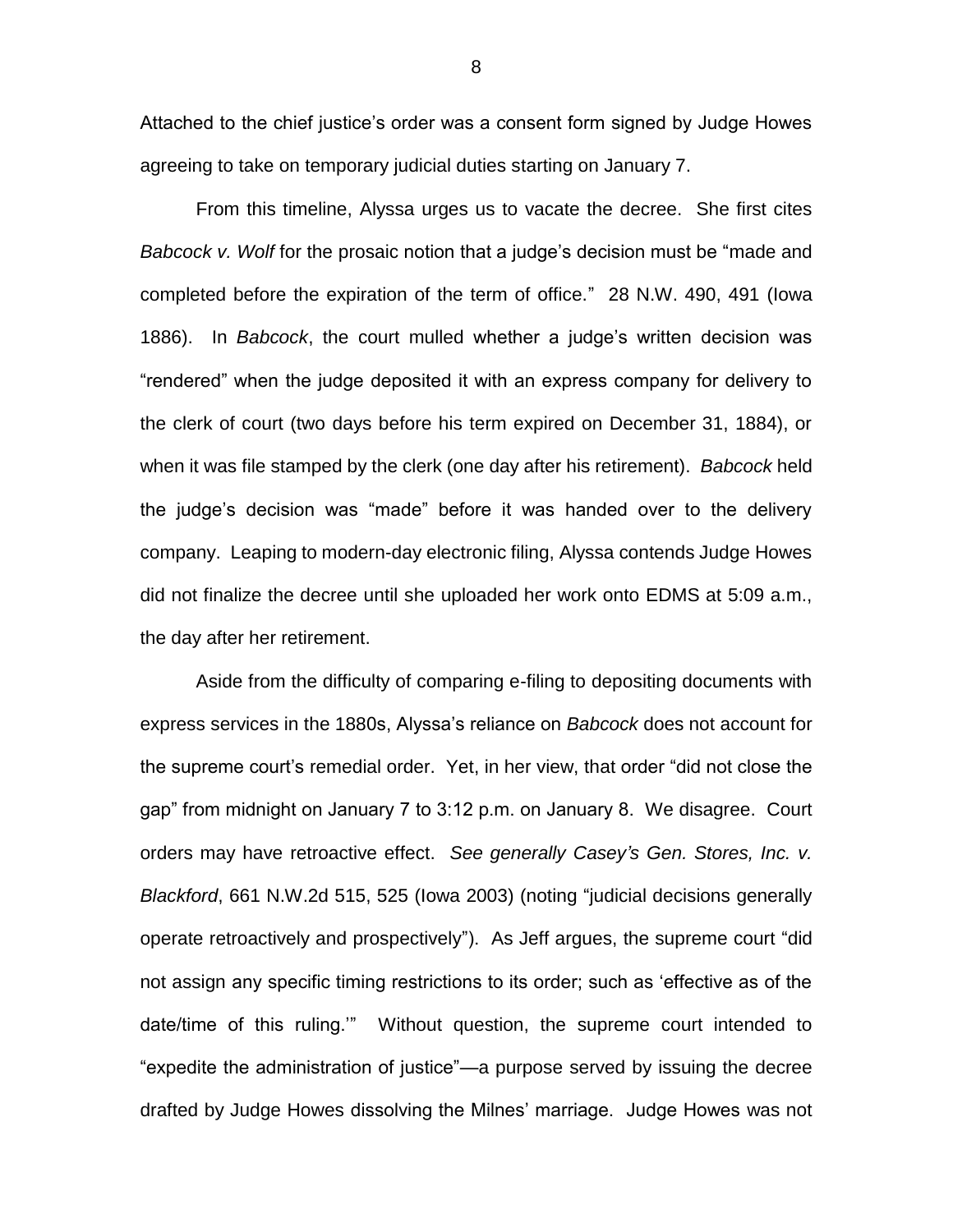Attached to the chief justice's order was a consent form signed by Judge Howes agreeing to take on temporary judicial duties starting on January 7.

From this timeline, Alyssa urges us to vacate the decree. She first cites *Babcock v. Wolf* for the prosaic notion that a judge's decision must be "made and completed before the expiration of the term of office." 28 N.W. 490, 491 (Iowa 1886). In *Babcock*, the court mulled whether a judge's written decision was "rendered" when the judge deposited it with an express company for delivery to the clerk of court (two days before his term expired on December 31, 1884), or when it was file stamped by the clerk (one day after his retirement). *Babcock* held the judge's decision was "made" before it was handed over to the delivery company. Leaping to modern-day electronic filing, Alyssa contends Judge Howes did not finalize the decree until she uploaded her work onto EDMS at 5:09 a.m., the day after her retirement.

Aside from the difficulty of comparing e-filing to depositing documents with express services in the 1880s, Alyssa's reliance on *Babcock* does not account for the supreme court's remedial order. Yet, in her view, that order "did not close the gap" from midnight on January 7 to 3:12 p.m. on January 8. We disagree. Court orders may have retroactive effect. *See generally Casey's Gen. Stores, Inc. v. Blackford*, 661 N.W.2d 515, 525 (Iowa 2003) (noting "judicial decisions generally operate retroactively and prospectively"). As Jeff argues, the supreme court "did not assign any specific timing restrictions to its order; such as 'effective as of the date/time of this ruling.'" Without question, the supreme court intended to "expedite the administration of justice"—a purpose served by issuing the decree drafted by Judge Howes dissolving the Milnes' marriage. Judge Howes was not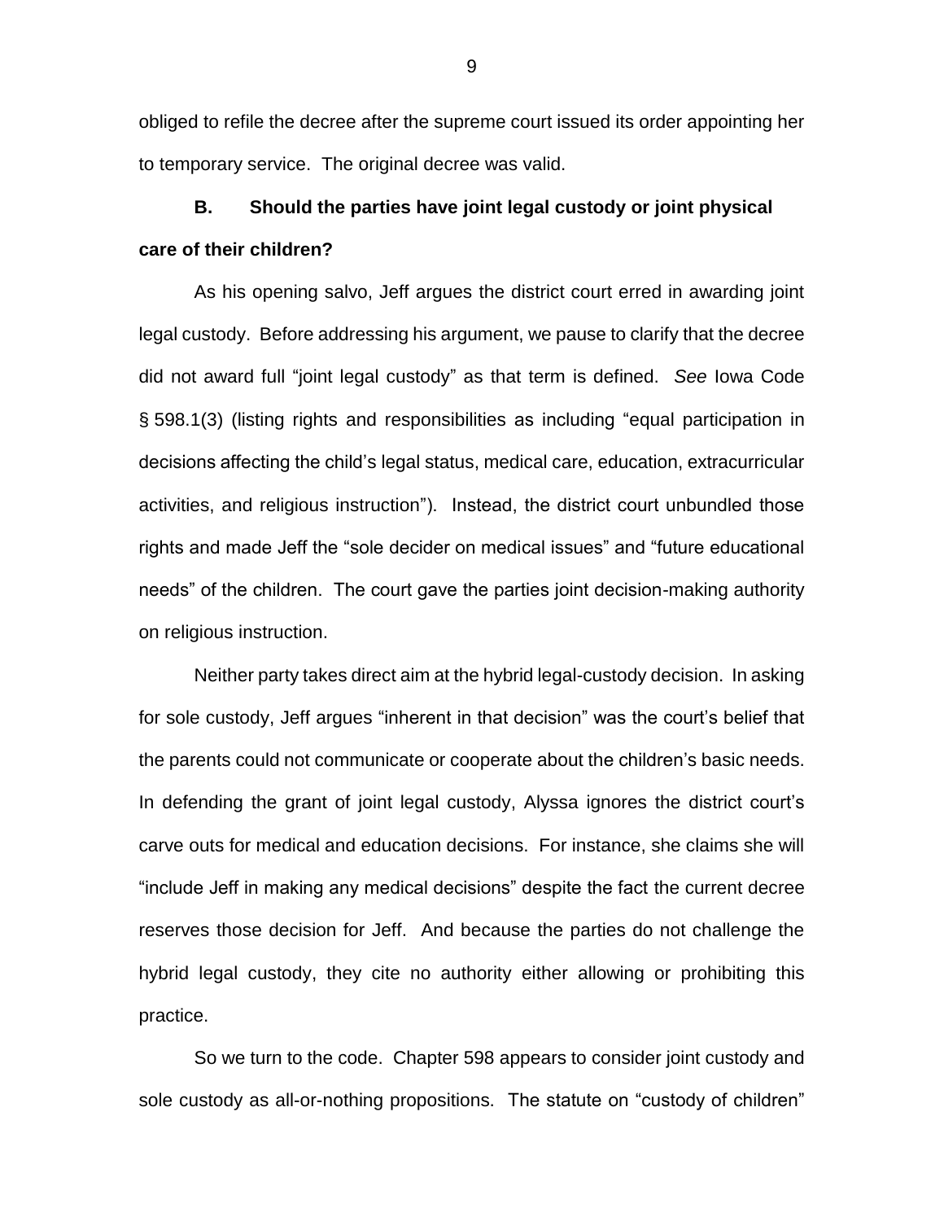obliged to refile the decree after the supreme court issued its order appointing her to temporary service. The original decree was valid.

**B. Should the parties have joint legal custody or joint physical care of their children?**

As his opening salvo, Jeff argues the district court erred in awarding joint legal custody. Before addressing his argument, we pause to clarify that the decree did not award full "joint legal custody" as that term is defined. *See* Iowa Code § 598.1(3) (listing rights and responsibilities as including "equal participation in decisions affecting the child's legal status, medical care, education, extracurricular activities, and religious instruction"). Instead, the district court unbundled those rights and made Jeff the "sole decider on medical issues" and "future educational needs" of the children. The court gave the parties joint decision-making authority on religious instruction.

Neither party takes direct aim at the hybrid legal-custody decision. In asking for sole custody, Jeff argues "inherent in that decision" was the court's belief that the parents could not communicate or cooperate about the children's basic needs. In defending the grant of joint legal custody, Alyssa ignores the district court's carve outs for medical and education decisions. For instance, she claims she will "include Jeff in making any medical decisions" despite the fact the current decree reserves those decision for Jeff. And because the parties do not challenge the hybrid legal custody, they cite no authority either allowing or prohibiting this practice.

So we turn to the code. Chapter 598 appears to consider joint custody and sole custody as all-or-nothing propositions. The statute on "custody of children"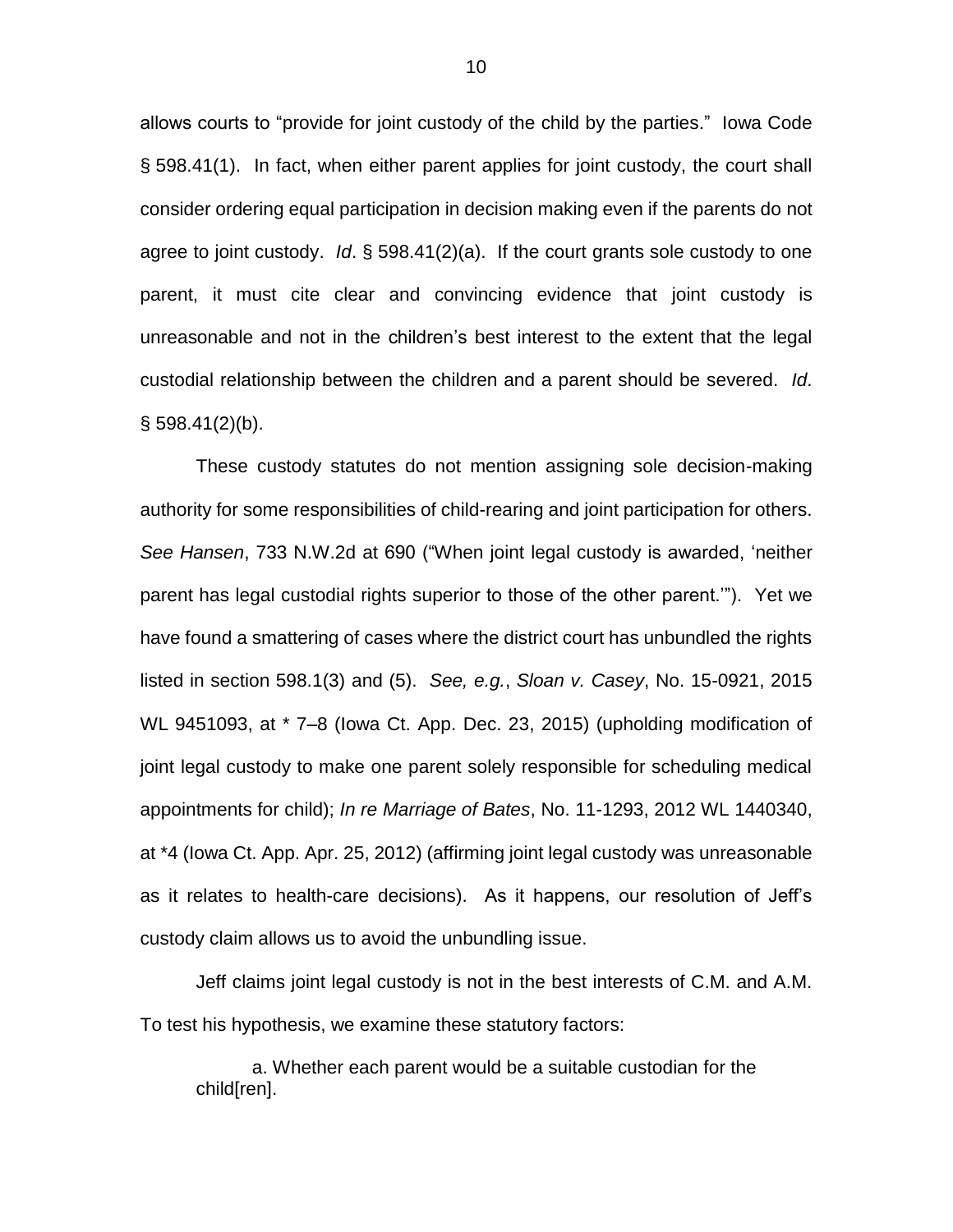allows courts to "provide for joint custody of the child by the parties." Iowa Code § 598.41(1). In fact, when either parent applies for joint custody, the court shall consider ordering equal participation in decision making even if the parents do not agree to joint custody. *Id*. § 598.41(2)(a). If the court grants sole custody to one parent, it must cite clear and convincing evidence that joint custody is unreasonable and not in the children's best interest to the extent that the legal custodial relationship between the children and a parent should be severed. *Id*. § 598.41(2)(b).

These custody statutes do not mention assigning sole decision-making authority for some responsibilities of child-rearing and joint participation for others. *See Hansen*, 733 N.W.2d at 690 ("When joint legal custody is awarded, 'neither parent has legal custodial rights superior to those of the other parent.'"). Yet we have found a smattering of cases where the district court has unbundled the rights listed in section 598.1(3) and (5). *See, e.g.*, *Sloan v. Casey*, No. 15-0921, 2015 WL 9451093, at * 7–8 (Iowa Ct. App. Dec. 23, 2015) (upholding modification of joint legal custody to make one parent solely responsible for scheduling medical appointments for child); *In re Marriage of Bates*, No. 11-1293, 2012 WL 1440340, at *4 (Iowa Ct. App. Apr. 25, 2012) (affirming joint legal custody was unreasonable as it relates to health-care decisions). As it happens, our resolution of Jeff's custody claim allows us to avoid the unbundling issue.

Jeff claims joint legal custody is not in the best interests of C.M. and A.M. To test his hypothesis, we examine these statutory factors:

> a. Whether each parent would be a suitable custodian for the child[ren].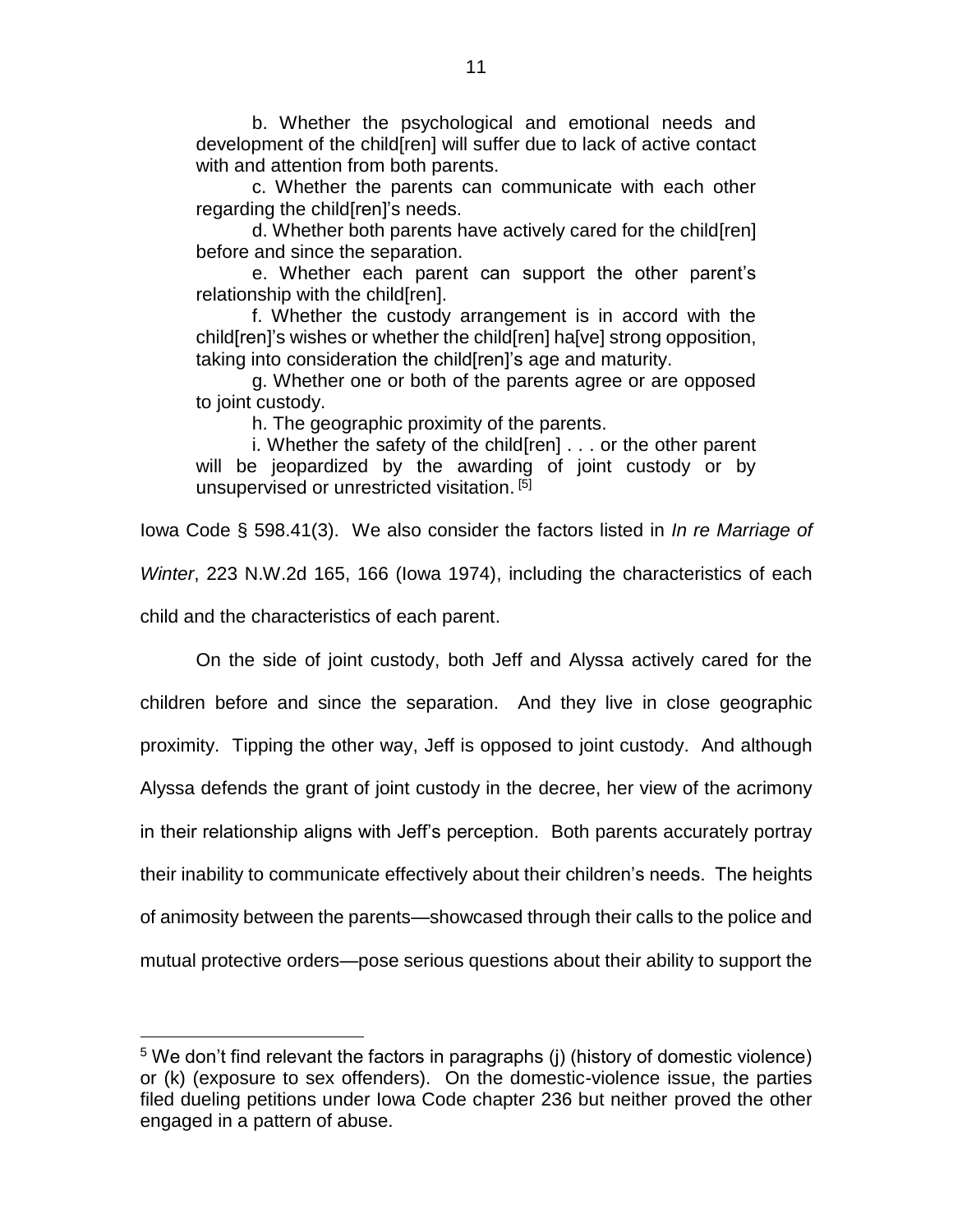b. Whether the psychological and emotional needs and development of the child[ren] will suffer due to lack of active contact with and attention from both parents.

c. Whether the parents can communicate with each other regarding the child[ren]'s needs.

d. Whether both parents have actively cared for the child[ren] before and since the separation.

e. Whether each parent can support the other parent's relationship with the child[ren].

f. Whether the custody arrangement is in accord with the child[ren]'s wishes or whether the child[ren] ha[ve] strong opposition, taking into consideration the child[ren]'s age and maturity.

g. Whether one or both of the parents agree or are opposed to joint custody.

h. The geographic proximity of the parents.

i. Whether the safety of the child[ren] . . . or the other parent will be jeopardized by the awarding of joint custody or by unsupervised or unrestricted visitation. [5]

Iowa Code § 598.41(3). We also consider the factors listed in *In re Marriage of Winter*, 223 N.W.2d 165, 166 (Iowa 1974), including the characteristics of each child and the characteristics of each parent.

On the side of joint custody, both Jeff and Alyssa actively cared for the children before and since the separation. And they live in close geographic proximity. Tipping the other way, Jeff is opposed to joint custody. And although Alyssa defends the grant of joint custody in the decree, her view of the acrimony in their relationship aligns with Jeff's perception. Both parents accurately portray their inability to communicate effectively about their children's needs. The heights of animosity between the parents—showcased through their calls to the police and mutual protective orders—pose serious questions about their ability to support the

[5] We don't find relevant the factors in paragraphs (j) (history of domestic violence) or (k) (exposure to sex offenders). On the domestic-violence issue, the parties filed dueling petitions under Iowa Code chapter 236 but neither proved the other engaged in a pattern of abuse.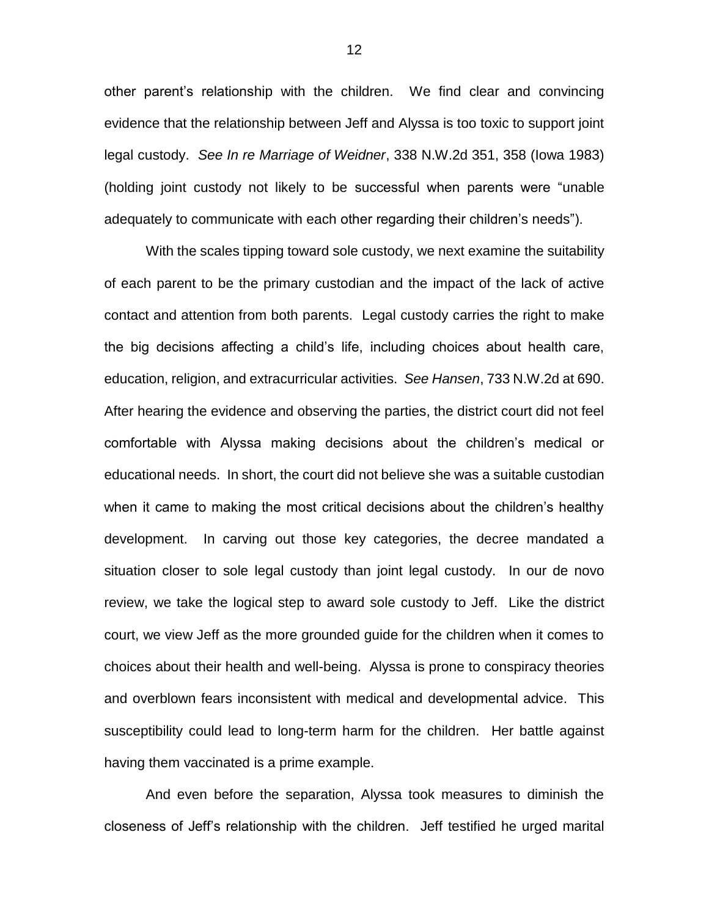other parent's relationship with the children. We find clear and convincing evidence that the relationship between Jeff and Alyssa is too toxic to support joint legal custody. *See In re Marriage of Weidner*, 338 N.W.2d 351, 358 (Iowa 1983) (holding joint custody not likely to be successful when parents were "unable adequately to communicate with each other regarding their children's needs").

With the scales tipping toward sole custody, we next examine the suitability of each parent to be the primary custodian and the impact of the lack of active contact and attention from both parents. Legal custody carries the right to make the big decisions affecting a child's life, including choices about health care, education, religion, and extracurricular activities. *See Hansen*, 733 N.W.2d at 690. After hearing the evidence and observing the parties, the district court did not feel comfortable with Alyssa making decisions about the children's medical or educational needs. In short, the court did not believe she was a suitable custodian when it came to making the most critical decisions about the children's healthy development. In carving out those key categories, the decree mandated a situation closer to sole legal custody than joint legal custody. In our de novo review, we take the logical step to award sole custody to Jeff. Like the district court, we view Jeff as the more grounded guide for the children when it comes to choices about their health and well-being. Alyssa is prone to conspiracy theories and overblown fears inconsistent with medical and developmental advice. This susceptibility could lead to long-term harm for the children. Her battle against having them vaccinated is a prime example.

And even before the separation, Alyssa took measures to diminish the closeness of Jeff's relationship with the children. Jeff testified he urged marital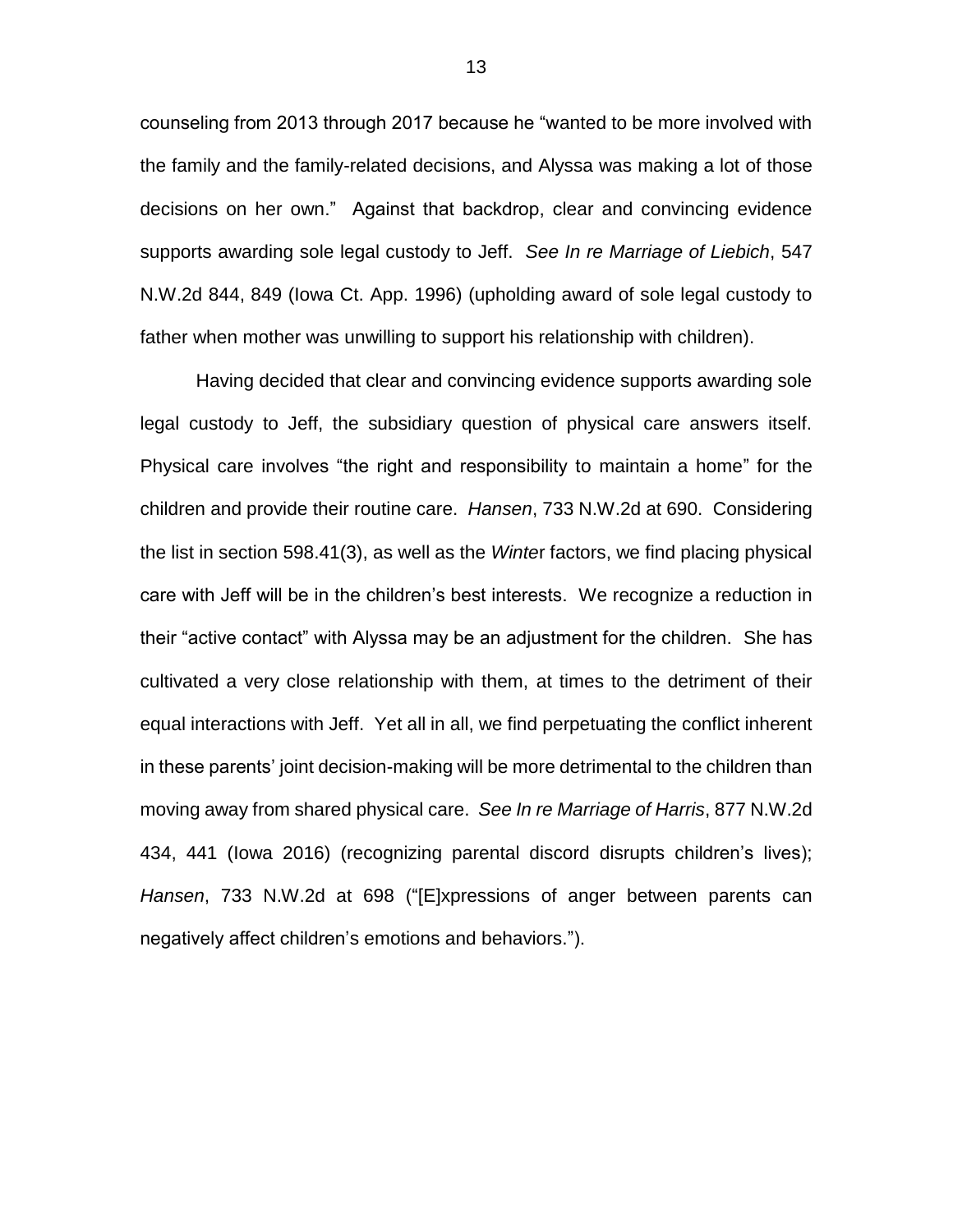counseling from 2013 through 2017 because he "wanted to be more involved with the family and the family-related decisions, and Alyssa was making a lot of those decisions on her own." Against that backdrop, clear and convincing evidence supports awarding sole legal custody to Jeff. *See In re Marriage of Liebich*, 547 N.W.2d 844, 849 (Iowa Ct. App. 1996) (upholding award of sole legal custody to father when mother was unwilling to support his relationship with children).

Having decided that clear and convincing evidence supports awarding sole legal custody to Jeff, the subsidiary question of physical care answers itself. Physical care involves "the right and responsibility to maintain a home" for the children and provide their routine care. *Hansen*, 733 N.W.2d at 690. Considering the list in section 598.41(3), as well as the *Winter* factors, we find placing physical care with Jeff will be in the children's best interests. We recognize a reduction in their "active contact" with Alyssa may be an adjustment for the children. She has cultivated a very close relationship with them, at times to the detriment of their equal interactions with Jeff. Yet all in all, we find perpetuating the conflict inherent in these parents' joint decision-making will be more detrimental to the children than moving away from shared physical care. *See In re Marriage of Harris*, 877 N.W.2d 434, 441 (Iowa 2016) (recognizing parental discord disrupts children's lives); *Hansen*, 733 N.W.2d at 698 ("[E]xpressions of anger between parents can negatively affect children's emotions and behaviors.").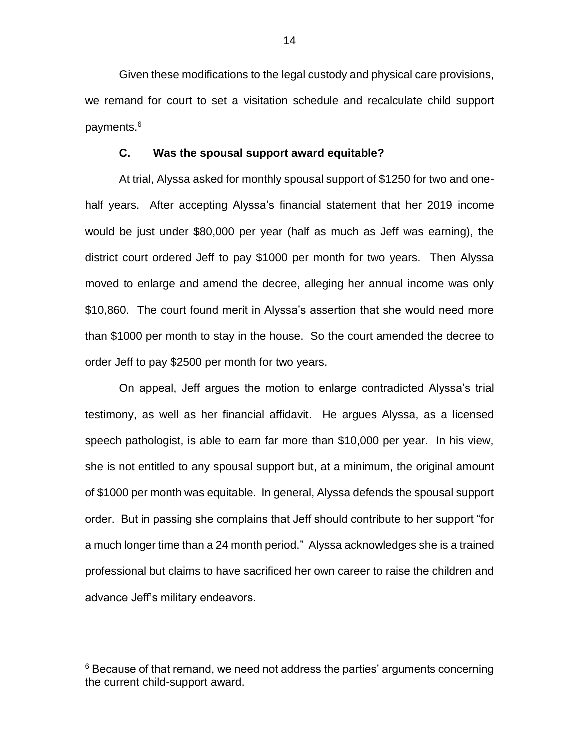Given these modifications to the legal custody and physical care provisions, we remand for court to set a visitation schedule and recalculate child support payments.[6]

### C. Was the spousal support award equitable?

At trial, Alyssa asked for monthly spousal support of $1250 for two and one-half years. After accepting Alyssa's financial statement that her 2019 income would be just under $80,000 per year (half as much as Jeff was earning), the district court ordered Jeff to pay $1000 per month for two years. Then Alyssa moved to enlarge and amend the decree, alleging her annual income was only $10,860. The court found merit in Alyssa's assertion that she would need more than $1000 per month to stay in the house. So the court amended the decree to order Jeff to pay $2500 per month for two years.

On appeal, Jeff argues the motion to enlarge contradicted Alyssa's trial testimony, as well as her financial affidavit. He argues Alyssa, as a licensed speech pathologist, is able to earn far more than $10,000 per year. In his view, she is not entitled to any spousal support but, at a minimum, the original amount of $1000 per month was equitable. In general, Alyssa defends the spousal support order. But in passing she complains that Jeff should contribute to her support "for a much longer time than a 24 month period." Alyssa acknowledges she is a trained professional but claims to have sacrificed her own career to raise the children and advance Jeff's military endeavors.

---

[6] Because of that remand, we need not address the parties' arguments concerning the current child-support award.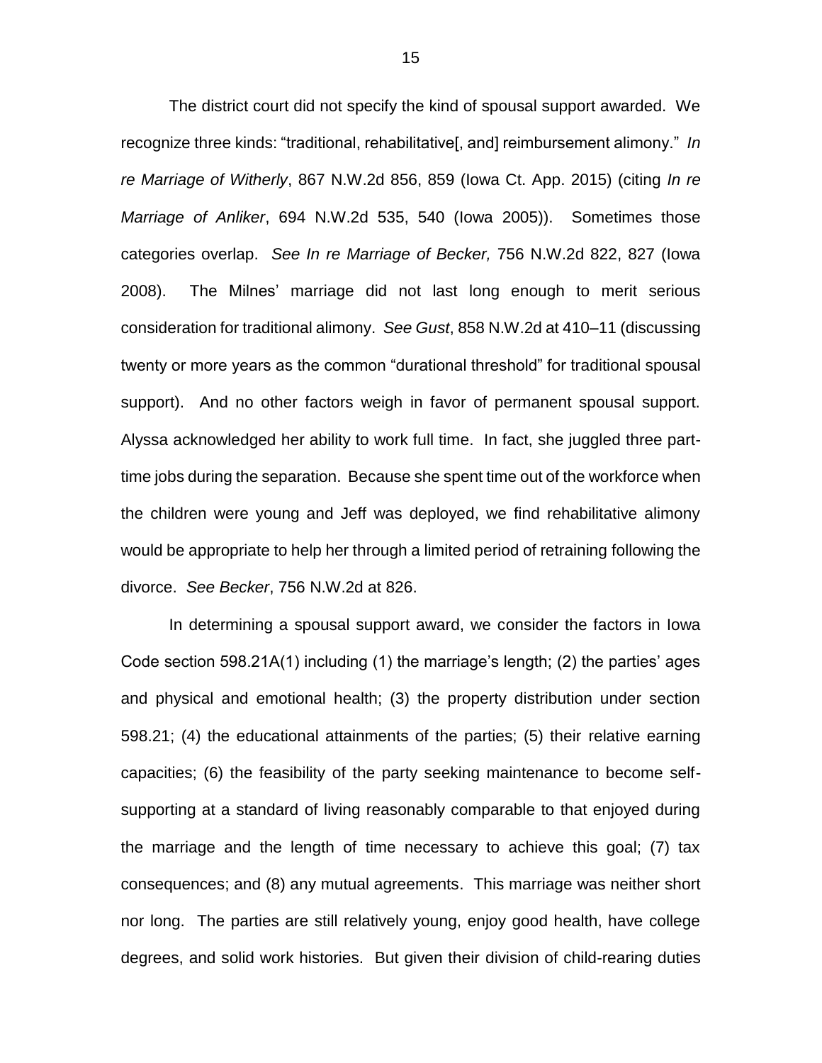The district court did not specify the kind of spousal support awarded. We recognize three kinds: "traditional, rehabilitative[, and] reimbursement alimony." *In re Marriage of Witherly*, 867 N.W.2d 856, 859 (Iowa Ct. App. 2015) (citing *In re Marriage of Anliker*, 694 N.W.2d 535, 540 (Iowa 2005)). Sometimes those categories overlap. *See In re Marriage of Becker,* 756 N.W.2d 822, 827 (Iowa 2008). The Milnes' marriage did not last long enough to merit serious consideration for traditional alimony. *See Gust*, 858 N.W.2d at 410–11 (discussing twenty or more years as the common "durational threshold" for traditional spousal support). And no other factors weigh in favor of permanent spousal support. Alyssa acknowledged her ability to work full time. In fact, she juggled three part-time jobs during the separation. Because she spent time out of the workforce when the children were young and Jeff was deployed, we find rehabilitative alimony would be appropriate to help her through a limited period of retraining following the divorce. *See Becker*, 756 N.W.2d at 826.

In determining a spousal support award, we consider the factors in Iowa Code section 598.21A(1) including (1) the marriage's length; (2) the parties' ages and physical and emotional health; (3) the property distribution under section 598.21; (4) the educational attainments of the parties; (5) their relative earning capacities; (6) the feasibility of the party seeking maintenance to become self-supporting at a standard of living reasonably comparable to that enjoyed during the marriage and the length of time necessary to achieve this goal; (7) tax consequences; and (8) any mutual agreements. This marriage was neither short nor long. The parties are still relatively young, enjoy good health, have college degrees, and solid work histories. But given their division of child-rearing duties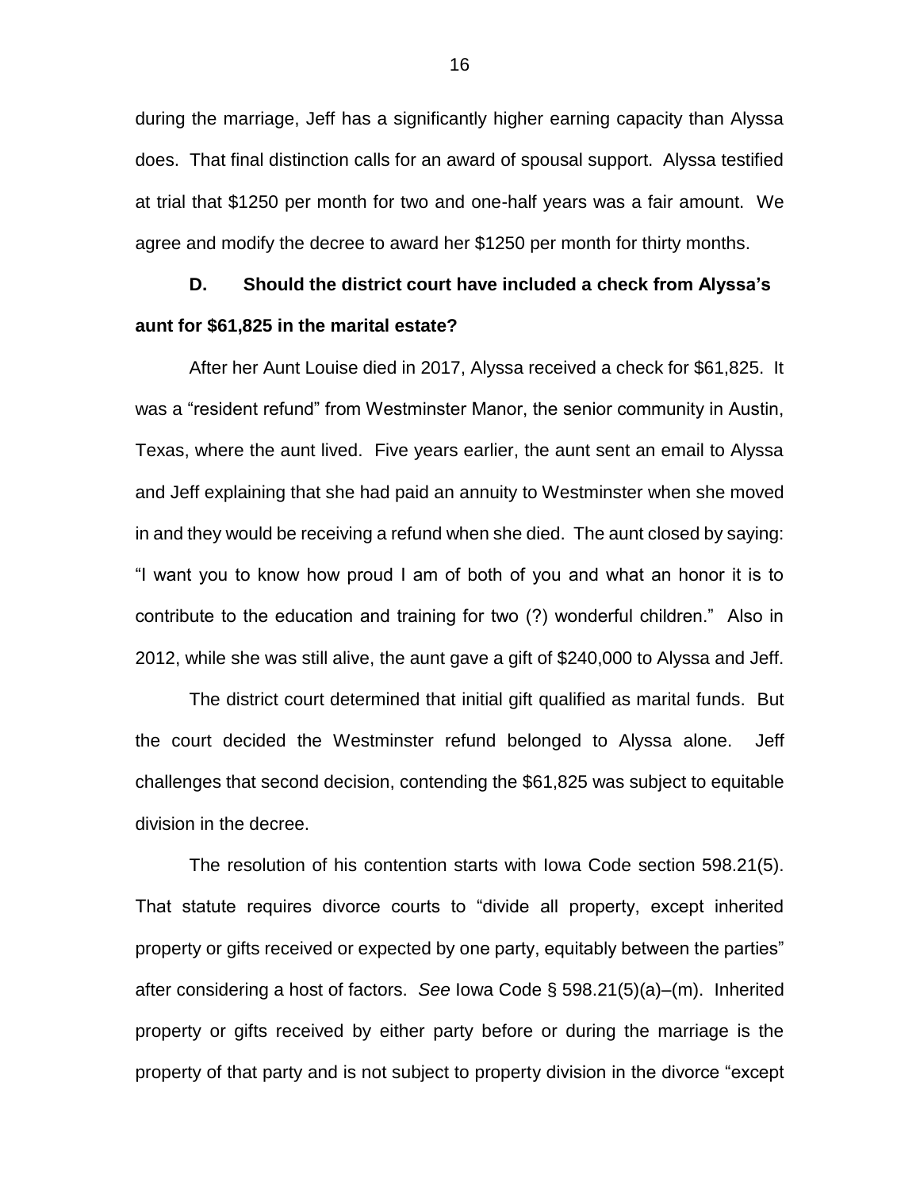during the marriage, Jeff has a significantly higher earning capacity than Alyssa does. That final distinction calls for an award of spousal support. Alyssa testified at trial that $1250 per month for two and one-half years was a fair amount. We agree and modify the decree to award her $1250 per month for thirty months.

**D. Should the district court have included a check from Alyssa's aunt for $61,825 in the marital estate?**

After her Aunt Louise died in 2017, Alyssa received a check for $61,825. It was a "resident refund" from Westminster Manor, the senior community in Austin, Texas, where the aunt lived. Five years earlier, the aunt sent an email to Alyssa and Jeff explaining that she had paid an annuity to Westminster when she moved in and they would be receiving a refund when she died. The aunt closed by saying: "I want you to know how proud I am of both of you and what an honor it is to contribute to the education and training for two (?) wonderful children." Also in 2012, while she was still alive, the aunt gave a gift of $240,000 to Alyssa and Jeff.

The district court determined that initial gift qualified as marital funds. But the court decided the Westminster refund belonged to Alyssa alone. Jeff challenges that second decision, contending the $61,825 was subject to equitable division in the decree.

The resolution of his contention starts with Iowa Code section 598.21(5). That statute requires divorce courts to "divide all property, except inherited property or gifts received or expected by one party, equitably between the parties" after considering a host of factors. *See* Iowa Code § 598.21(5)(a)–(m). Inherited property or gifts received by either party before or during the marriage is the property of that party and is not subject to property division in the divorce "except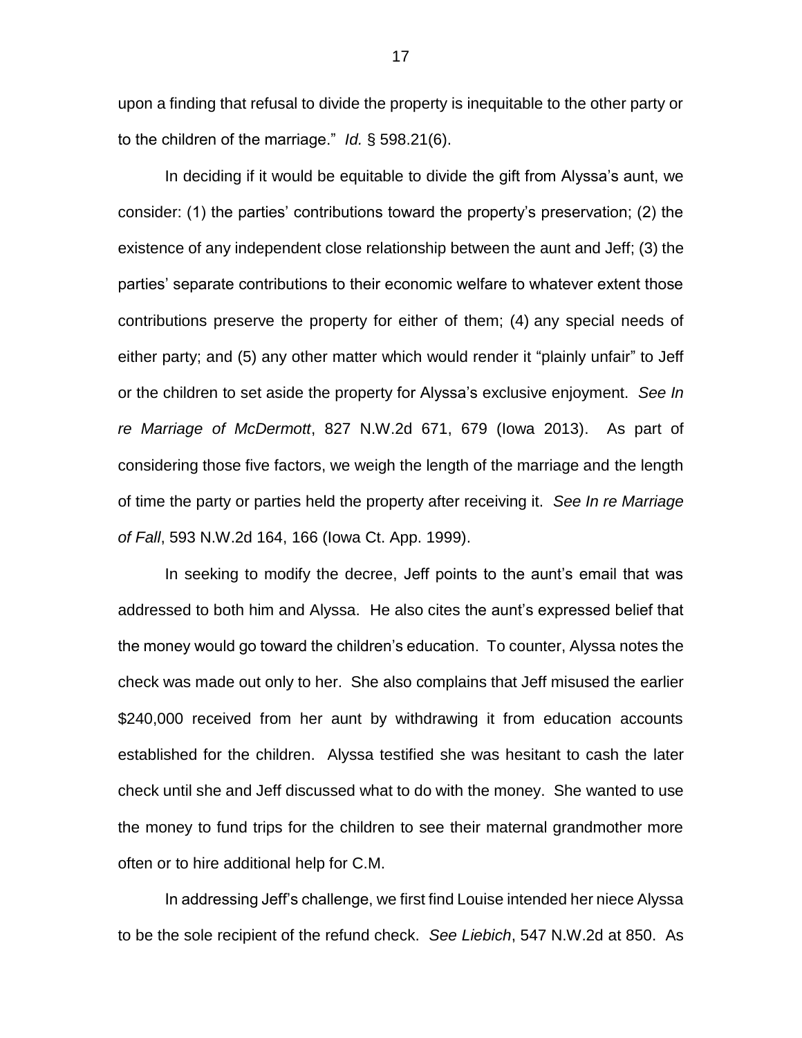upon a finding that refusal to divide the property is inequitable to the other party or to the children of the marriage." *Id.* § 598.21(6).

In deciding if it would be equitable to divide the gift from Alyssa's aunt, we consider: (1) the parties' contributions toward the property's preservation; (2) the existence of any independent close relationship between the aunt and Jeff; (3) the parties' separate contributions to their economic welfare to whatever extent those contributions preserve the property for either of them; (4) any special needs of either party; and (5) any other matter which would render it "plainly unfair" to Jeff or the children to set aside the property for Alyssa's exclusive enjoyment. *See In re Marriage of McDermott*, 827 N.W.2d 671, 679 (Iowa 2013). As part of considering those five factors, we weigh the length of the marriage and the length of time the party or parties held the property after receiving it. *See In re Marriage of Fall*, 593 N.W.2d 164, 166 (Iowa Ct. App. 1999).

In seeking to modify the decree, Jeff points to the aunt's email that was addressed to both him and Alyssa. He also cites the aunt's expressed belief that the money would go toward the children's education. To counter, Alyssa notes the check was made out only to her. She also complains that Jeff misused the earlier $240,000 received from her aunt by withdrawing it from education accounts established for the children. Alyssa testified she was hesitant to cash the later check until she and Jeff discussed what to do with the money. She wanted to use the money to fund trips for the children to see their maternal grandmother more often or to hire additional help for C.M.

In addressing Jeff's challenge, we first find Louise intended her niece Alyssa to be the sole recipient of the refund check. *See Liebich*, 547 N.W.2d at 850. As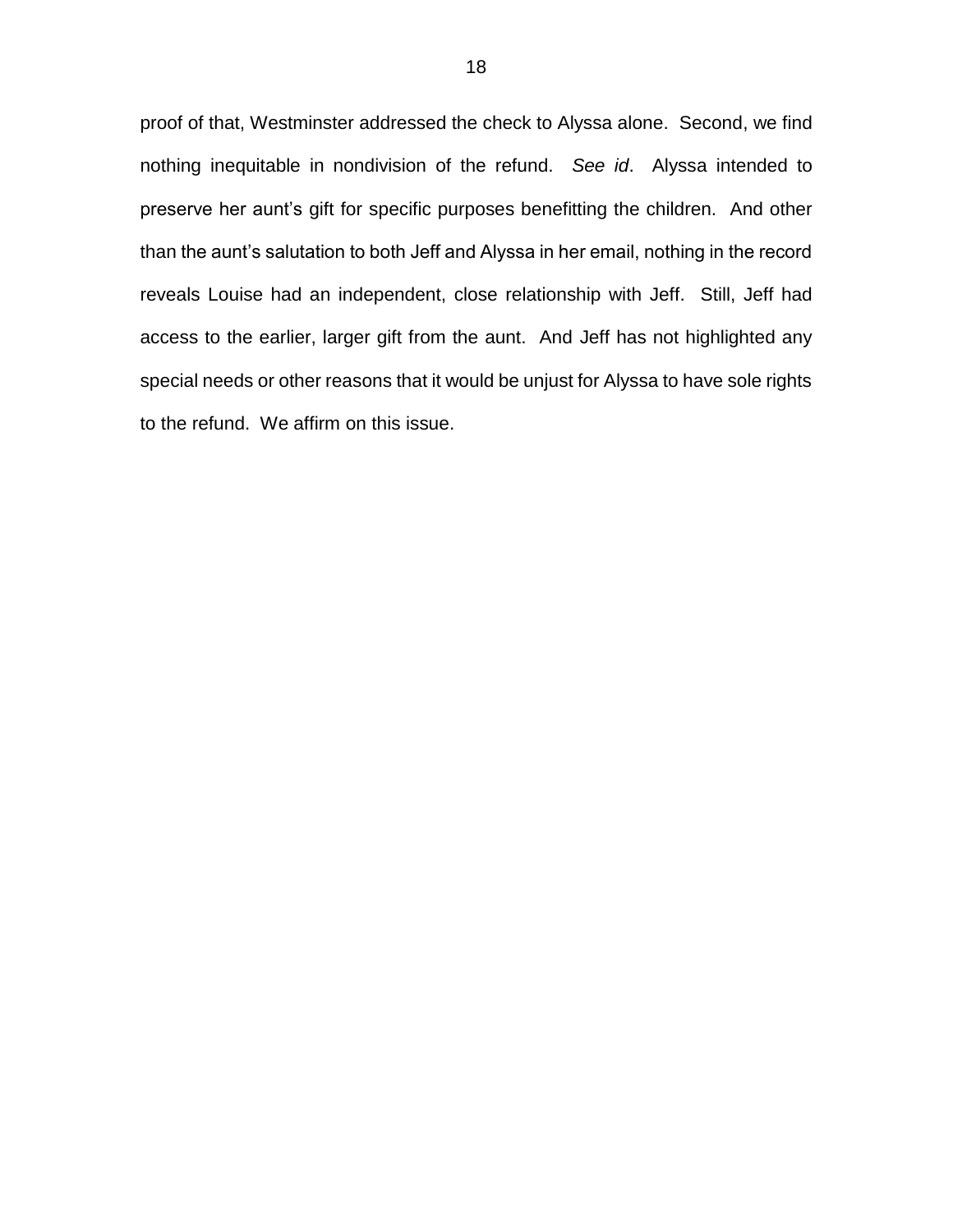proof of that, Westminster addressed the check to Alyssa alone. Second, we find nothing inequitable in nondivision of the refund. *See id*. Alyssa intended to preserve her aunt's gift for specific purposes benefitting the children. And other than the aunt's salutation to both Jeff and Alyssa in her email, nothing in the record reveals Louise had an independent, close relationship with Jeff. Still, Jeff had access to the earlier, larger gift from the aunt. And Jeff has not highlighted any special needs or other reasons that it would be unjust for Alyssa to have sole rights to the refund. We affirm on this issue.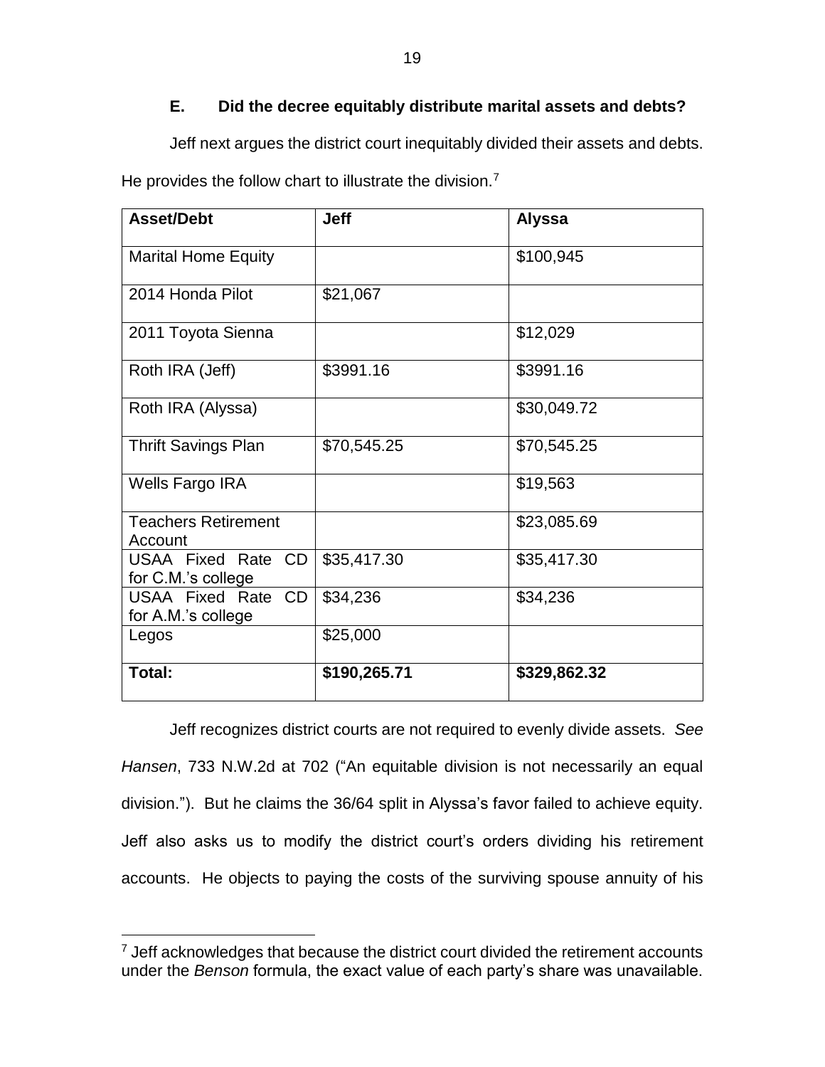### E. Did the decree equitably distribute marital assets and debts?

Jeff next argues the district court inequitably divided their assets and debts. He provides the follow chart to illustrate the division.[7]

| Asset/Debt | Jeff | Alyssa |
|---|---|---|
| Marital Home Equity | | $100,945 |
| 2014 Honda Pilot | $21,067 | |
| 2011 Toyota Sienna | | $12,029 |
| Roth IRA (Jeff) | $3991.16 | $3991.16 |
| Roth IRA (Alyssa) | | $30,049.72 |
| Thrift Savings Plan | $70,545.25 | $70,545.25 |
| Wells Fargo IRA | | $19,563 |
| Teachers Retirement Account | | $23,085.69 |
| USAA Fixed Rate CD for C.M.'s college | $35,417.30 | $35,417.30 |
| USAA Fixed Rate CD for A.M.'s college | $34,236 | $34,236 |
| Legos | $25,000 | |
| **Total:** | **$190,265.71** | **$329,862.32** |

Jeff recognizes district courts are not required to evenly divide assets. *See Hansen*, 733 N.W.2d at 702 ("An equitable division is not necessarily an equal division."). But he claims the 36/64 split in Alyssa's favor failed to achieve equity. Jeff also asks us to modify the district court's orders dividing his retirement accounts. He objects to paying the costs of the surviving spouse annuity of his

[7] Jeff acknowledges that because the district court divided the retirement accounts under the *Benson* formula, the exact value of each party's share was unavailable.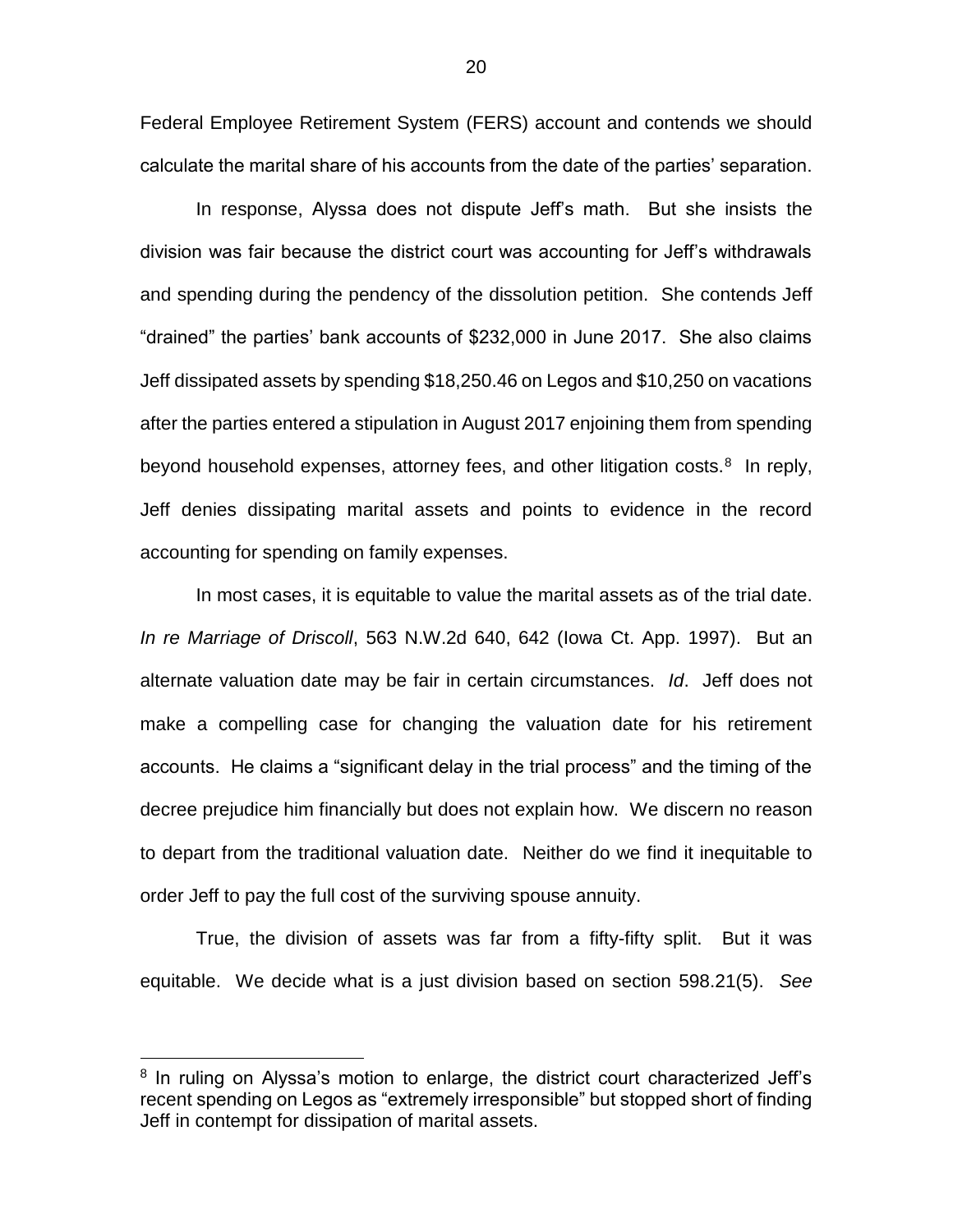Federal Employee Retirement System (FERS) account and contends we should calculate the marital share of his accounts from the date of the parties' separation.

In response, Alyssa does not dispute Jeff's math. But she insists the division was fair because the district court was accounting for Jeff's withdrawals and spending during the pendency of the dissolution petition. She contends Jeff "drained" the parties' bank accounts of $232,000 in June 2017. She also claims Jeff dissipated assets by spending $18,250.46 on Legos and $10,250 on vacations after the parties entered a stipulation in August 2017 enjoining them from spending beyond household expenses, attorney fees, and other litigation costs.[8] In reply, Jeff denies dissipating marital assets and points to evidence in the record accounting for spending on family expenses.

In most cases, it is equitable to value the marital assets as of the trial date. *In re Marriage of Driscoll*, 563 N.W.2d 640, 642 (Iowa Ct. App. 1997). But an alternate valuation date may be fair in certain circumstances. *Id*. Jeff does not make a compelling case for changing the valuation date for his retirement accounts. He claims a "significant delay in the trial process" and the timing of the decree prejudice him financially but does not explain how. We discern no reason to depart from the traditional valuation date. Neither do we find it inequitable to order Jeff to pay the full cost of the surviving spouse annuity.

True, the division of assets was far from a fifty-fifty split. But it was equitable. We decide what is a just division based on section 598.21(5). *See*

[8] In ruling on Alyssa's motion to enlarge, the district court characterized Jeff's recent spending on Legos as "extremely irresponsible" but stopped short of finding Jeff in contempt for dissipation of marital assets.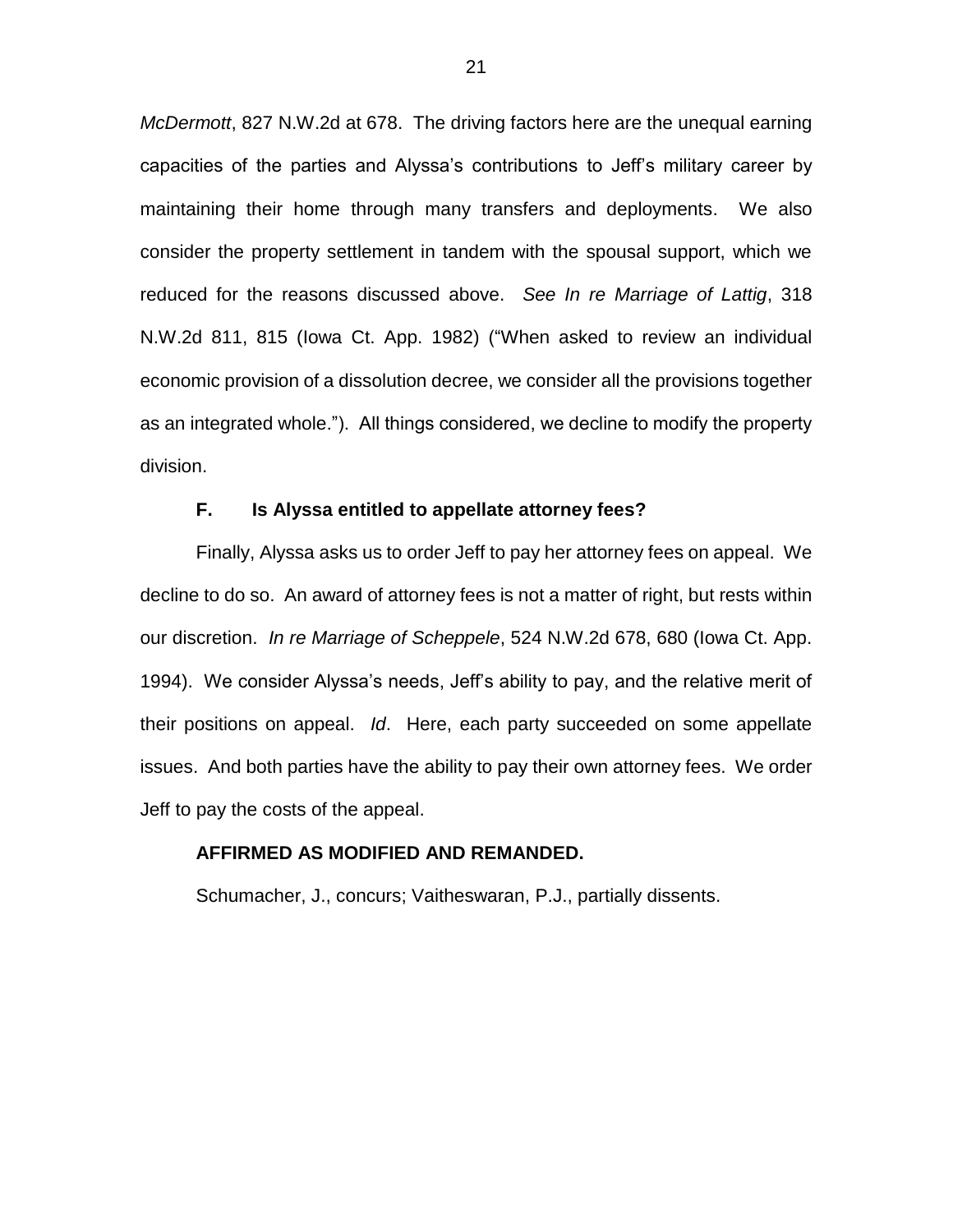*McDermott*, 827 N.W.2d at 678. The driving factors here are the unequal earning capacities of the parties and Alyssa's contributions to Jeff's military career by maintaining their home through many transfers and deployments. We also consider the property settlement in tandem with the spousal support, which we reduced for the reasons discussed above. *See In re Marriage of Lattig*, 318 N.W.2d 811, 815 (Iowa Ct. App. 1982) ("When asked to review an individual economic provision of a dissolution decree, we consider all the provisions together as an integrated whole."). All things considered, we decline to modify the property division.

### F. Is Alyssa entitled to appellate attorney fees?

Finally, Alyssa asks us to order Jeff to pay her attorney fees on appeal. We decline to do so. An award of attorney fees is not a matter of right, but rests within our discretion. *In re Marriage of Scheppele*, 524 N.W.2d 678, 680 (Iowa Ct. App. 1994). We consider Alyssa's needs, Jeff's ability to pay, and the relative merit of their positions on appeal. *Id*. Here, each party succeeded on some appellate issues. And both parties have the ability to pay their own attorney fees. We order Jeff to pay the costs of the appeal.

**AFFIRMED AS MODIFIED AND REMANDED.**

Schumacher, J., concurs; Vaitheswaran, P.J., partially dissents.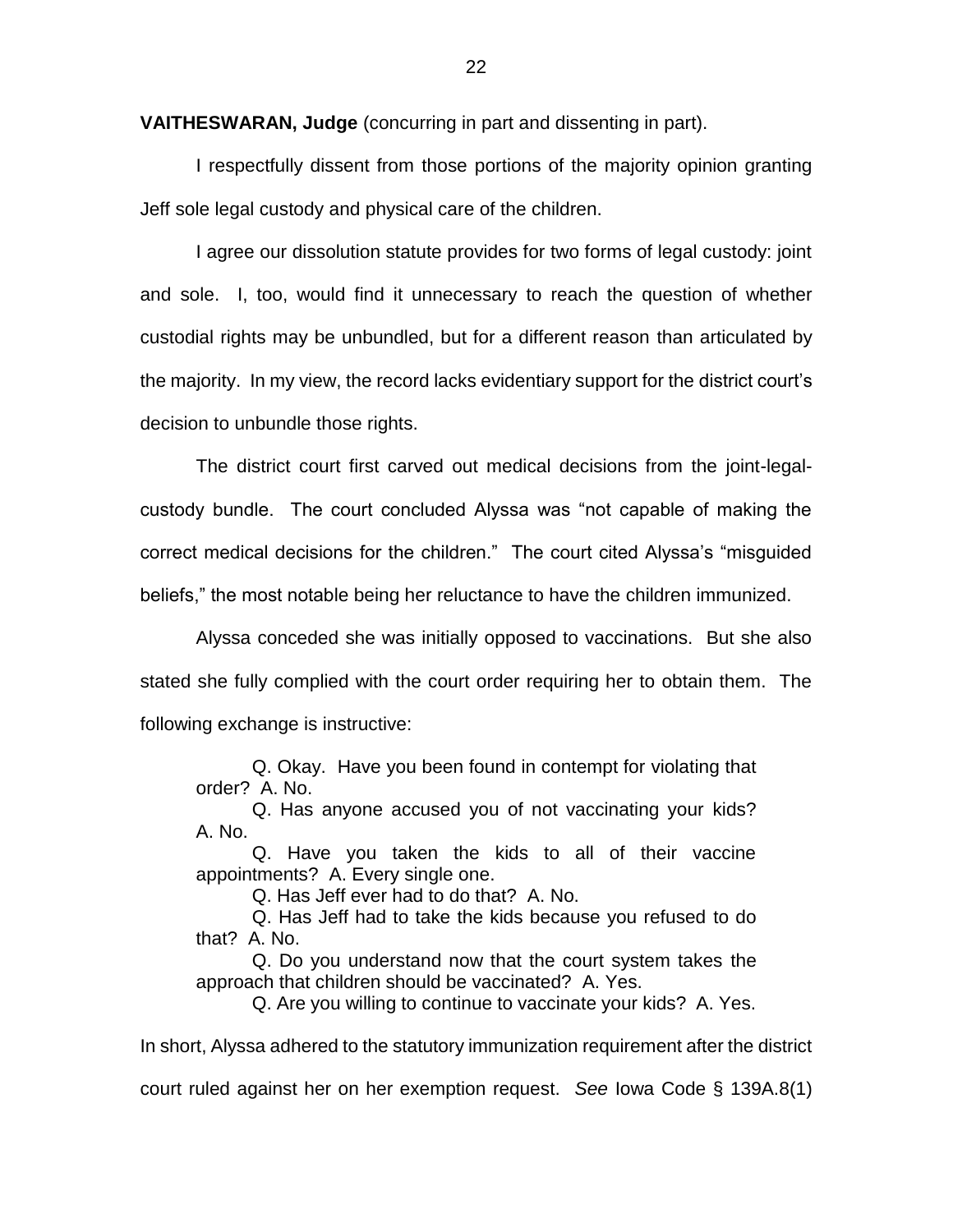**VAITHESWARAN, Judge** (concurring in part and dissenting in part).

I respectfully dissent from those portions of the majority opinion granting Jeff sole legal custody and physical care of the children.

I agree our dissolution statute provides for two forms of legal custody: joint and sole. I, too, would find it unnecessary to reach the question of whether custodial rights may be unbundled, but for a different reason than articulated by the majority. In my view, the record lacks evidentiary support for the district court's decision to unbundle those rights.

The district court first carved out medical decisions from the joint-legal-custody bundle. The court concluded Alyssa was "not capable of making the correct medical decisions for the children." The court cited Alyssa's "misguided beliefs," the most notable being her reluctance to have the children immunized.

Alyssa conceded she was initially opposed to vaccinations. But she also stated she fully complied with the court order requiring her to obtain them. The following exchange is instructive:

> Q. Okay. Have you been found in contempt for violating that order? A. No.
>
> Q. Has anyone accused you of not vaccinating your kids? A. No.
>
> Q. Have you taken the kids to all of their vaccine appointments? A. Every single one.
>
> Q. Has Jeff ever had to do that? A. No.
>
> Q. Has Jeff had to take the kids because you refused to do that? A. No.
>
> Q. Do you understand now that the court system takes the approach that children should be vaccinated? A. Yes.
>
> Q. Are you willing to continue to vaccinate your kids? A. Yes.

In short, Alyssa adhered to the statutory immunization requirement after the district court ruled against her on her exemption request. *See* Iowa Code § 139A.8(1)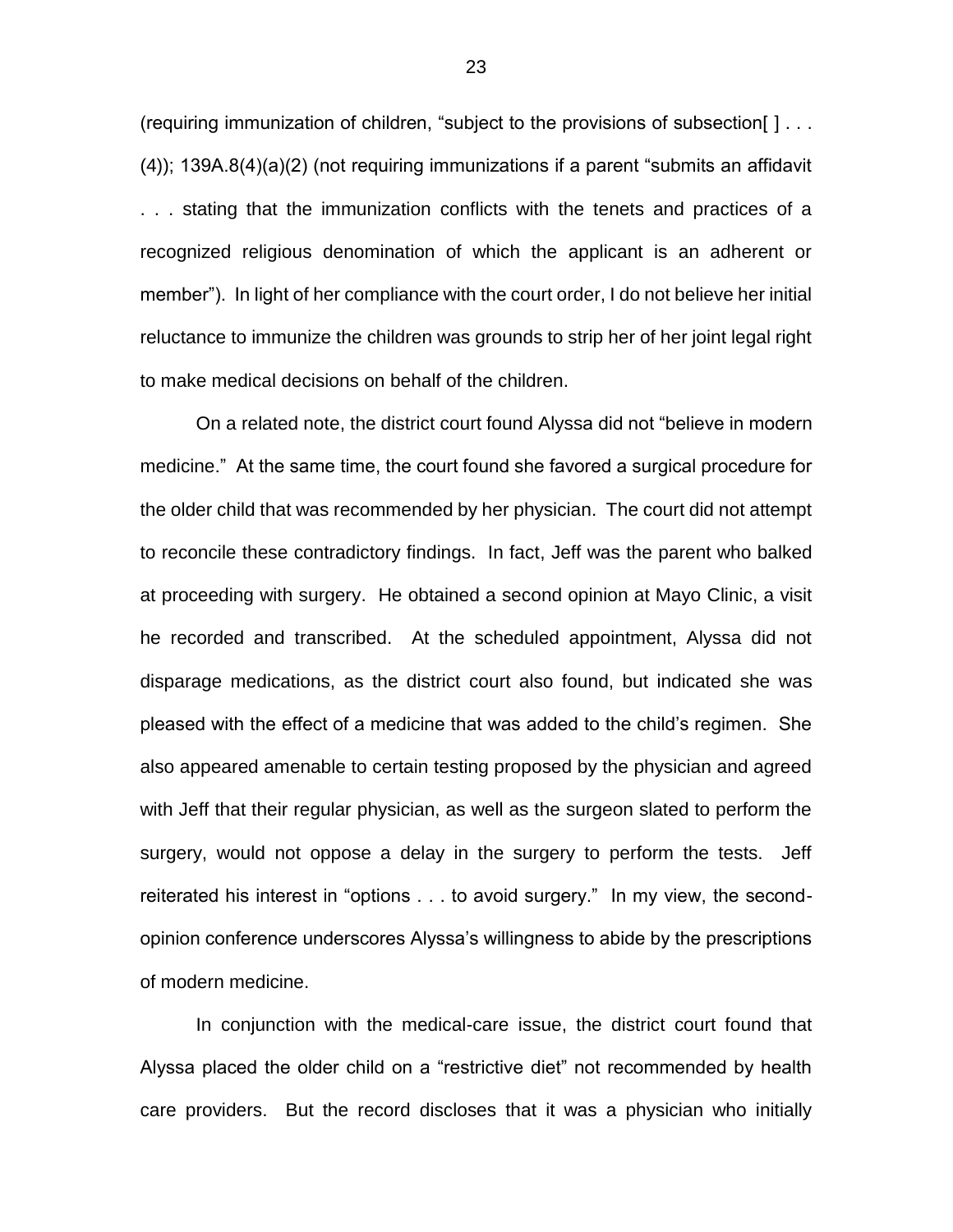(requiring immunization of children, "subject to the provisions of subsection[ ] . . . (4)); 139A.8(4)(a)(2) (not requiring immunizations if a parent "submits an affidavit . . . stating that the immunization conflicts with the tenets and practices of a recognized religious denomination of which the applicant is an adherent or member"). In light of her compliance with the court order, I do not believe her initial reluctance to immunize the children was grounds to strip her of her joint legal right to make medical decisions on behalf of the children.

On a related note, the district court found Alyssa did not "believe in modern medicine." At the same time, the court found she favored a surgical procedure for the older child that was recommended by her physician. The court did not attempt to reconcile these contradictory findings. In fact, Jeff was the parent who balked at proceeding with surgery. He obtained a second opinion at Mayo Clinic, a visit he recorded and transcribed. At the scheduled appointment, Alyssa did not disparage medications, as the district court also found, but indicated she was pleased with the effect of a medicine that was added to the child's regimen. She also appeared amenable to certain testing proposed by the physician and agreed with Jeff that their regular physician, as well as the surgeon slated to perform the surgery, would not oppose a delay in the surgery to perform the tests. Jeff reiterated his interest in "options . . . to avoid surgery." In my view, the second-opinion conference underscores Alyssa's willingness to abide by the prescriptions of modern medicine.

In conjunction with the medical-care issue, the district court found that Alyssa placed the older child on a "restrictive diet" not recommended by health care providers. But the record discloses that it was a physician who initially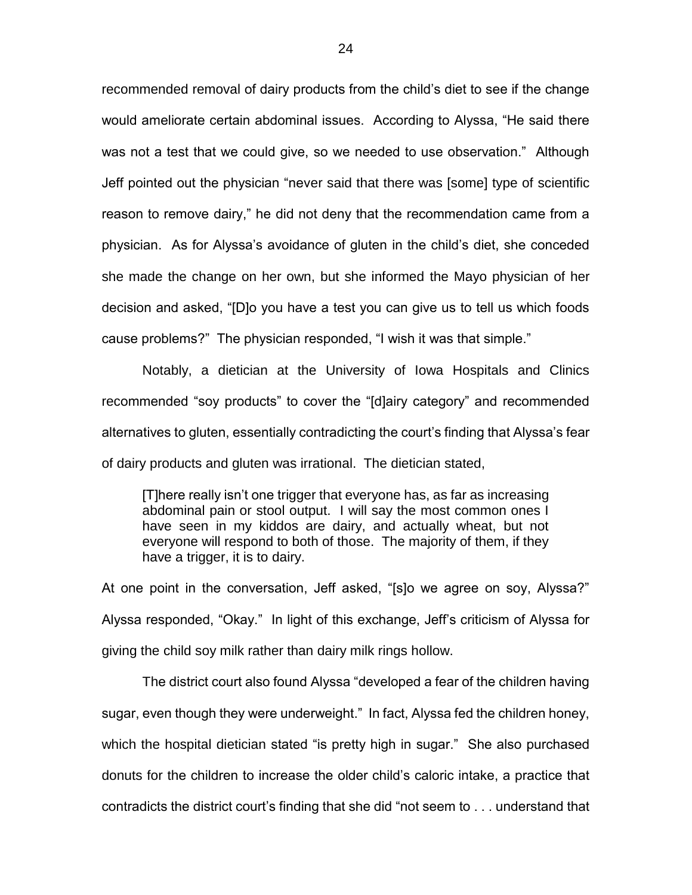recommended removal of dairy products from the child's diet to see if the change would ameliorate certain abdominal issues. According to Alyssa, "He said there was not a test that we could give, so we needed to use observation." Although Jeff pointed out the physician "never said that there was [some] type of scientific reason to remove dairy," he did not deny that the recommendation came from a physician. As for Alyssa's avoidance of gluten in the child's diet, she conceded she made the change on her own, but she informed the Mayo physician of her decision and asked, "[D]o you have a test you can give us to tell us which foods cause problems?" The physician responded, "I wish it was that simple."

Notably, a dietician at the University of Iowa Hospitals and Clinics recommended "soy products" to cover the "[d]airy category" and recommended alternatives to gluten, essentially contradicting the court's finding that Alyssa's fear of dairy products and gluten was irrational. The dietician stated,

> [T]here really isn't one trigger that everyone has, as far as increasing abdominal pain or stool output. I will say the most common ones I have seen in my kiddos are dairy, and actually wheat, but not everyone will respond to both of those. The majority of them, if they have a trigger, it is to dairy.

At one point in the conversation, Jeff asked, "[s]o we agree on soy, Alyssa?" Alyssa responded, "Okay." In light of this exchange, Jeff's criticism of Alyssa for giving the child soy milk rather than dairy milk rings hollow.

The district court also found Alyssa "developed a fear of the children having sugar, even though they were underweight." In fact, Alyssa fed the children honey, which the hospital dietician stated "is pretty high in sugar." She also purchased donuts for the children to increase the older child's caloric intake, a practice that contradicts the district court's finding that she did "not seem to . . . understand that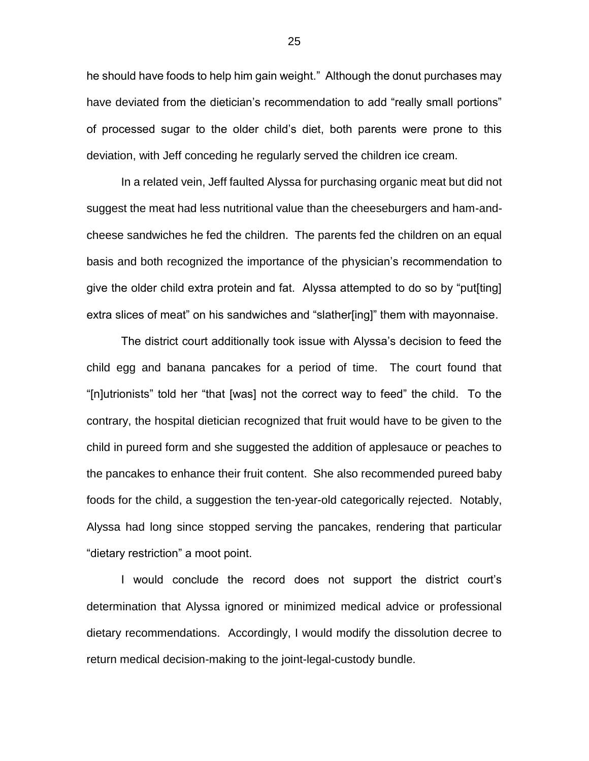he should have foods to help him gain weight." Although the donut purchases may have deviated from the dietician's recommendation to add "really small portions" of processed sugar to the older child's diet, both parents were prone to this deviation, with Jeff conceding he regularly served the children ice cream.

In a related vein, Jeff faulted Alyssa for purchasing organic meat but did not suggest the meat had less nutritional value than the cheeseburgers and ham-and-cheese sandwiches he fed the children. The parents fed the children on an equal basis and both recognized the importance of the physician's recommendation to give the older child extra protein and fat. Alyssa attempted to do so by "put[ting] extra slices of meat" on his sandwiches and "slather[ing]" them with mayonnaise.

The district court additionally took issue with Alyssa's decision to feed the child egg and banana pancakes for a period of time. The court found that "[n]utritionists" told her "that [was] not the correct way to feed" the child. To the contrary, the hospital dietician recognized that fruit would have to be given to the child in pureed form and she suggested the addition of applesauce or peaches to the pancakes to enhance their fruit content. She also recommended pureed baby foods for the child, a suggestion the ten-year-old categorically rejected. Notably, Alyssa had long since stopped serving the pancakes, rendering that particular "dietary restriction" a moot point.

I would conclude the record does not support the district court's determination that Alyssa ignored or minimized medical advice or professional dietary recommendations. Accordingly, I would modify the dissolution decree to return medical decision-making to the joint-legal-custody bundle.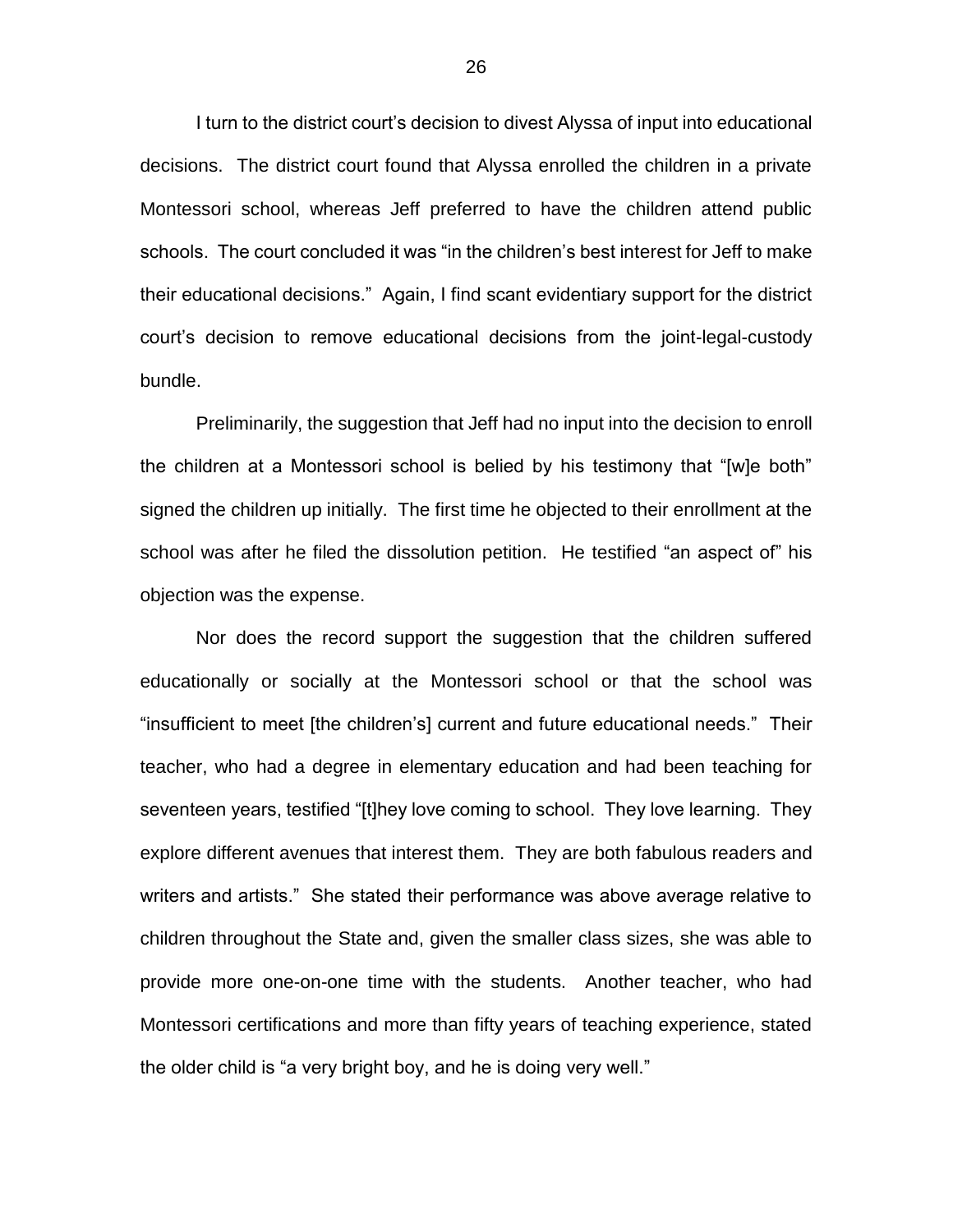I turn to the district court's decision to divest Alyssa of input into educational decisions. The district court found that Alyssa enrolled the children in a private Montessori school, whereas Jeff preferred to have the children attend public schools. The court concluded it was "in the children's best interest for Jeff to make their educational decisions." Again, I find scant evidentiary support for the district court's decision to remove educational decisions from the joint-legal-custody bundle.

Preliminarily, the suggestion that Jeff had no input into the decision to enroll the children at a Montessori school is belied by his testimony that "[w]e both" signed the children up initially. The first time he objected to their enrollment at the school was after he filed the dissolution petition. He testified "an aspect of" his objection was the expense.

Nor does the record support the suggestion that the children suffered educationally or socially at the Montessori school or that the school was "insufficient to meet [the children's] current and future educational needs." Their teacher, who had a degree in elementary education and had been teaching for seventeen years, testified "[t]hey love coming to school. They love learning. They explore different avenues that interest them. They are both fabulous readers and writers and artists." She stated their performance was above average relative to children throughout the State and, given the smaller class sizes, she was able to provide more one-on-one time with the students. Another teacher, who had Montessori certifications and more than fifty years of teaching experience, stated the older child is "a very bright boy, and he is doing very well."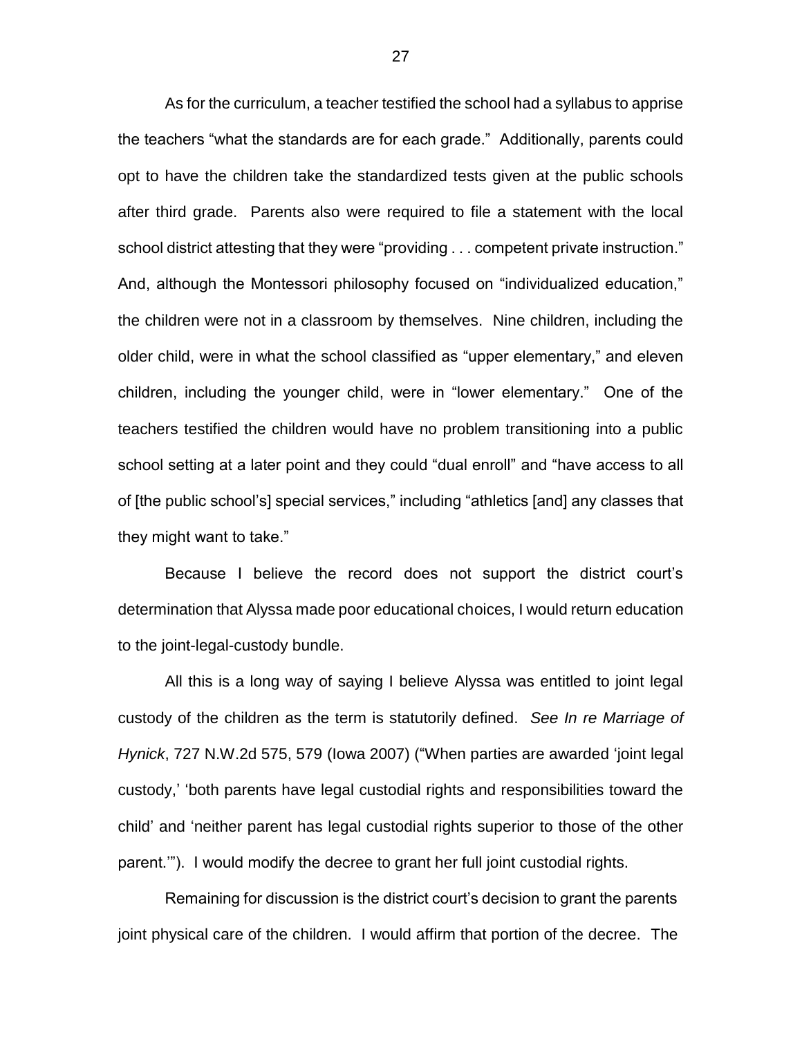As for the curriculum, a teacher testified the school had a syllabus to apprise the teachers "what the standards are for each grade." Additionally, parents could opt to have the children take the standardized tests given at the public schools after third grade. Parents also were required to file a statement with the local school district attesting that they were "providing . . . competent private instruction." And, although the Montessori philosophy focused on "individualized education," the children were not in a classroom by themselves. Nine children, including the older child, were in what the school classified as "upper elementary," and eleven children, including the younger child, were in "lower elementary." One of the teachers testified the children would have no problem transitioning into a public school setting at a later point and they could "dual enroll" and "have access to all of [the public school's] special services," including "athletics [and] any classes that they might want to take."

Because I believe the record does not support the district court's determination that Alyssa made poor educational choices, I would return education to the joint-legal-custody bundle.

All this is a long way of saying I believe Alyssa was entitled to joint legal custody of the children as the term is statutorily defined. *See In re Marriage of Hynick*, 727 N.W.2d 575, 579 (Iowa 2007) ("When parties are awarded 'joint legal custody,' 'both parents have legal custodial rights and responsibilities toward the child' and 'neither parent has legal custodial rights superior to those of the other parent.'"). I would modify the decree to grant her full joint custodial rights.

Remaining for discussion is the district court's decision to grant the parents joint physical care of the children. I would affirm that portion of the decree. The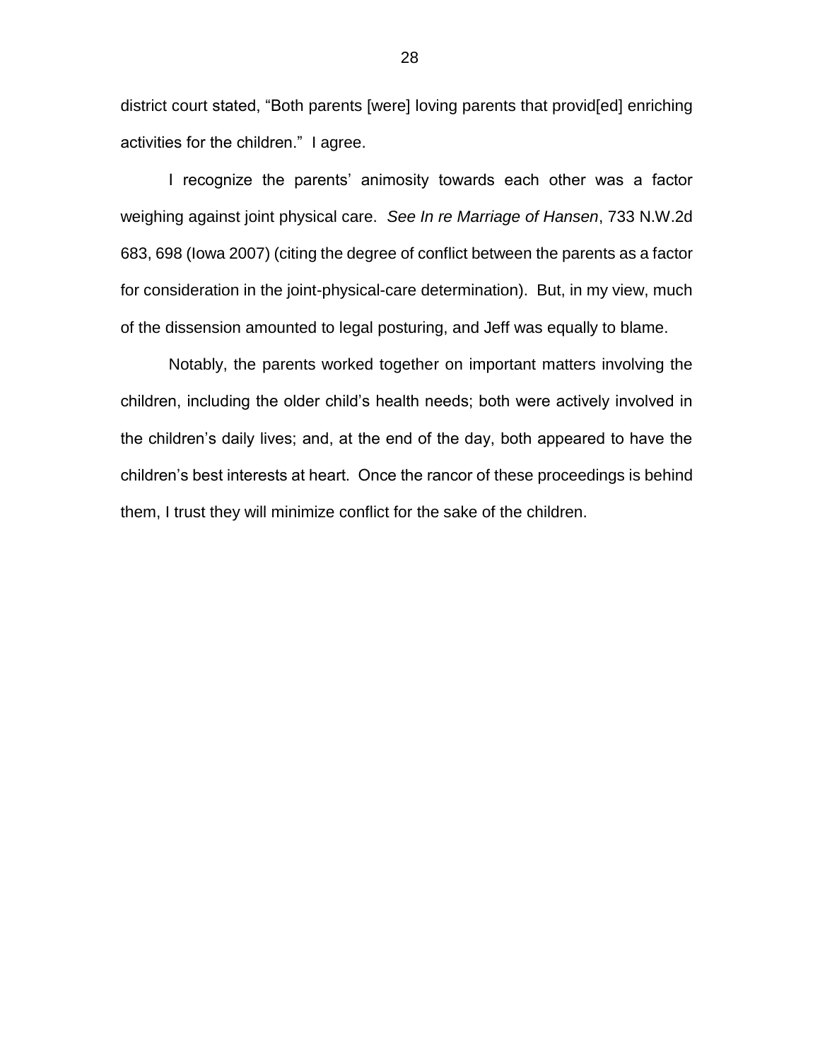district court stated, "Both parents [were] loving parents that provid[ed] enriching activities for the children." I agree.

I recognize the parents' animosity towards each other was a factor weighing against joint physical care. *See In re Marriage of Hansen*, 733 N.W.2d 683, 698 (Iowa 2007) (citing the degree of conflict between the parents as a factor for consideration in the joint-physical-care determination). But, in my view, much of the dissension amounted to legal posturing, and Jeff was equally to blame.

Notably, the parents worked together on important matters involving the children, including the older child's health needs; both were actively involved in the children's daily lives; and, at the end of the day, both appeared to have the children's best interests at heart. Once the rancor of these proceedings is behind them, I trust they will minimize conflict for the sake of the children.